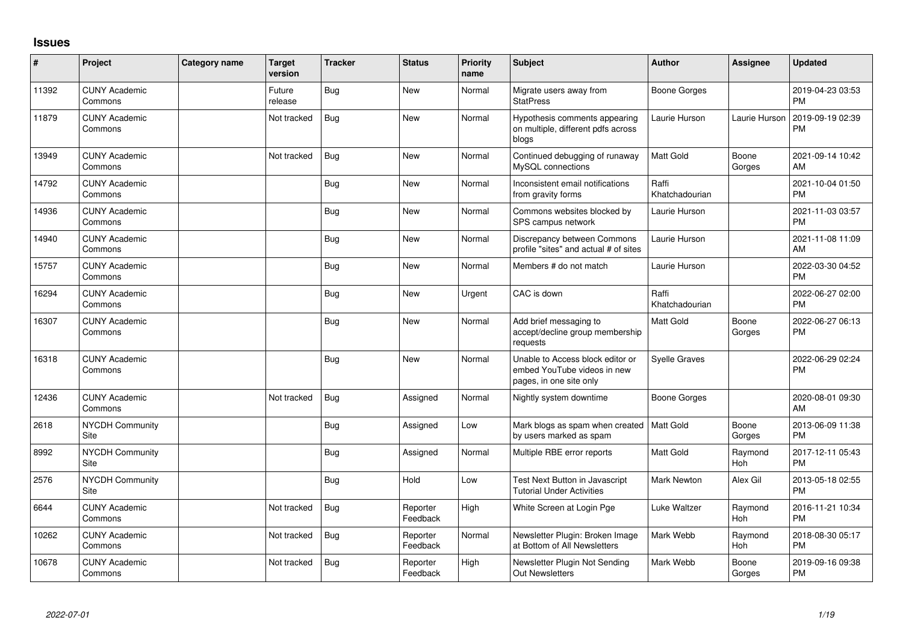## Issues

| # | Project | Category name | Target version | Tracker | Status | Priority name | Subject | Author | Assignee | Updated |
|---|---|---|---|---|---|---|---|---|---|---|
| 11392 | CUNY Academic Commons | | Future release | Bug | New | Normal | Migrate users away from StatPress | Boone Gorges | | 2019-04-23 03:53 PM |
| 11879 | CUNY Academic Commons | | Not tracked | Bug | New | Normal | Hypothesis comments appearing on multiple, different pdfs across blogs | Laurie Hurson | Laurie Hurson | 2019-09-19 02:39 PM |
| 13949 | CUNY Academic Commons | | Not tracked | Bug | New | Normal | Continued debugging of runaway MySQL connections | Matt Gold | Boone Gorges | 2021-09-14 10:42 AM |
| 14792 | CUNY Academic Commons | | | Bug | New | Normal | Inconsistent email notifications from gravity forms | Raffi Khatchadourian | | 2021-10-04 01:50 PM |
| 14936 | CUNY Academic Commons | | | Bug | New | Normal | Commons websites blocked by SPS campus network | Laurie Hurson | | 2021-11-03 03:57 PM |
| 14940 | CUNY Academic Commons | | | Bug | New | Normal | Discrepancy between Commons profile "sites" and actual # of sites | Laurie Hurson | | 2021-11-08 11:09 AM |
| 15757 | CUNY Academic Commons | | | Bug | New | Normal | Members # do not match | Laurie Hurson | | 2022-03-30 04:52 PM |
| 16294 | CUNY Academic Commons | | | Bug | New | Urgent | CAC is down | Raffi Khatchadourian | | 2022-06-27 02:00 PM |
| 16307 | CUNY Academic Commons | | | Bug | New | Normal | Add brief messaging to accept/decline group membership requests | Matt Gold | Boone Gorges | 2022-06-27 06:13 PM |
| 16318 | CUNY Academic Commons | | | Bug | New | Normal | Unable to Access block editor or embed YouTube videos in new pages, in one site only | Syelle Graves | | 2022-06-29 02:24 PM |
| 12436 | CUNY Academic Commons | | Not tracked | Bug | Assigned | Normal | Nightly system downtime | Boone Gorges | | 2020-08-01 09:30 AM |
| 2618 | NYCDH Community Site | | | Bug | Assigned | Low | Mark blogs as spam when created by users marked as spam | Matt Gold | Boone Gorges | 2013-06-09 11:38 PM |
| 8992 | NYCDH Community Site | | | Bug | Assigned | Normal | Multiple RBE error reports | Matt Gold | Raymond Hoh | 2017-12-11 05:43 PM |
| 2576 | NYCDH Community Site | | | Bug | Hold | Low | Test Next Button in Javascript Tutorial Under Activities | Mark Newton | Alex Gil | 2013-05-18 02:55 PM |
| 6644 | CUNY Academic Commons | | Not tracked | Bug | Reporter Feedback | High | White Screen at Login Pge | Luke Waltzer | Raymond Hoh | 2016-11-21 10:34 PM |
| 10262 | CUNY Academic Commons | | Not tracked | Bug | Reporter Feedback | Normal | Newsletter Plugin: Broken Image at Bottom of All Newsletters | Mark Webb | Raymond Hoh | 2018-08-30 05:17 PM |
| 10678 | CUNY Academic Commons | | Not tracked | Bug | Reporter Feedback | High | Newsletter Plugin Not Sending Out Newsletters | Mark Webb | Boone Gorges | 2019-09-16 09:38 PM |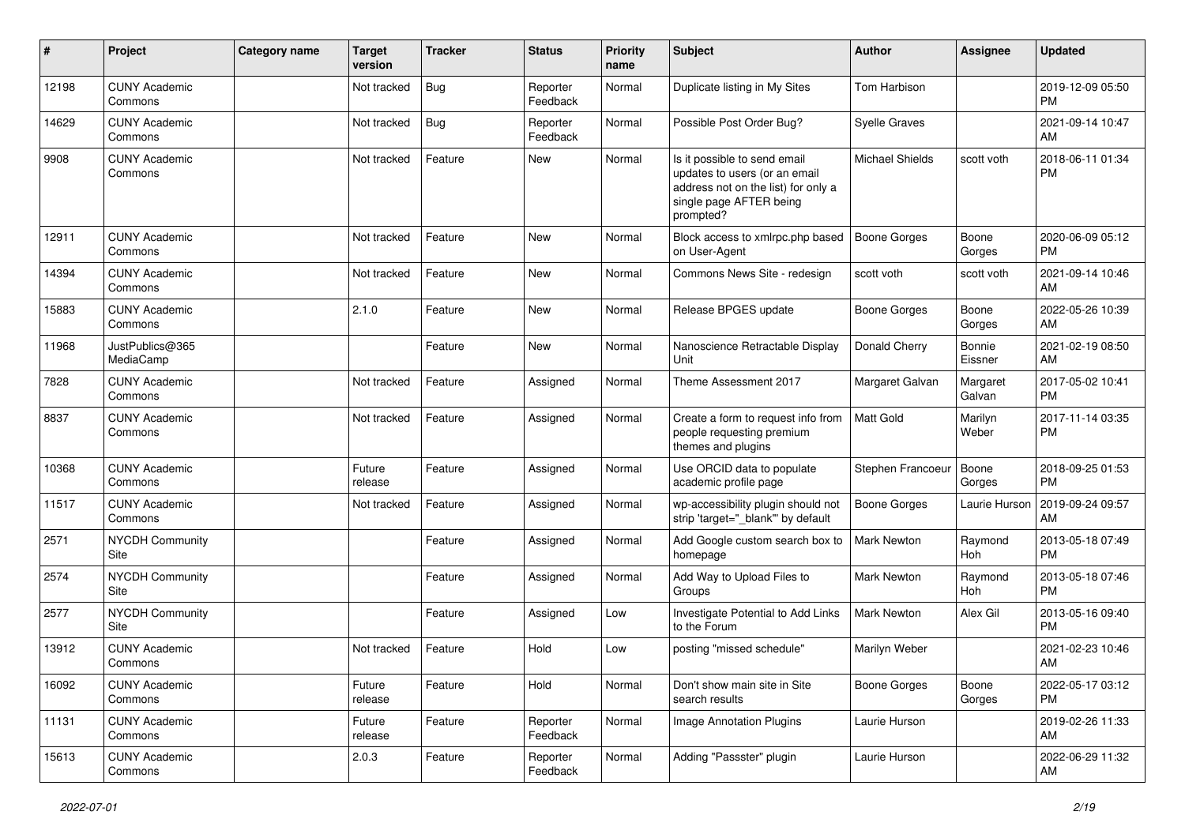| # | Project | Category name | Target version | Tracker | Status | Priority name | Subject | Author | Assignee | Updated |
|---|---|---|---|---|---|---|---|---|---|---|
| 12198 | CUNY Academic Commons | | Not tracked | Bug | Reporter Feedback | Normal | Duplicate listing in My Sites | Tom Harbison | | 2019-12-09 05:50 PM |
| 14629 | CUNY Academic Commons | | Not tracked | Bug | Reporter Feedback | Normal | Possible Post Order Bug? | Syelle Graves | | 2021-09-14 10:47 AM |
| 9908 | CUNY Academic Commons | | Not tracked | Feature | New | Normal | Is it possible to send email updates to users (or an email address not on the list) for only a single page AFTER being prompted? | Michael Shields | scott voth | 2018-06-11 01:34 PM |
| 12911 | CUNY Academic Commons | | Not tracked | Feature | New | Normal | Block access to xmlrpc.php based on User-Agent | Boone Gorges | Boone Gorges | 2020-06-09 05:12 PM |
| 14394 | CUNY Academic Commons | | Not tracked | Feature | New | Normal | Commons News Site - redesign | scott voth | scott voth | 2021-09-14 10:46 AM |
| 15883 | CUNY Academic Commons | | 2.1.0 | Feature | New | Normal | Release BPGES update | Boone Gorges | Boone Gorges | 2022-05-26 10:39 AM |
| 11968 | JustPublics@365 MediaCamp | | | Feature | New | Normal | Nanoscience Retractable Display Unit | Donald Cherry | Bonnie Eissner | 2021-02-19 08:50 AM |
| 7828 | CUNY Academic Commons | | Not tracked | Feature | Assigned | Normal | Theme Assessment 2017 | Margaret Galvan | Margaret Galvan | 2017-05-02 10:41 PM |
| 8837 | CUNY Academic Commons | | Not tracked | Feature | Assigned | Normal | Create a form to request info from people requesting premium themes and plugins | Matt Gold | Marilyn Weber | 2017-11-14 03:35 PM |
| 10368 | CUNY Academic Commons | | Future release | Feature | Assigned | Normal | Use ORCID data to populate academic profile page | Stephen Francoeur | Boone Gorges | 2018-09-25 01:53 PM |
| 11517 | CUNY Academic Commons | | Not tracked | Feature | Assigned | Normal | wp-accessibility plugin should not strip 'target="_blank"' by default | Boone Gorges | Laurie Hurson | 2019-09-24 09:57 AM |
| 2571 | NYCDH Community Site | | | Feature | Assigned | Normal | Add Google custom search box to homepage | Mark Newton | Raymond Hoh | 2013-05-18 07:49 PM |
| 2574 | NYCDH Community Site | | | Feature | Assigned | Normal | Add Way to Upload Files to Groups | Mark Newton | Raymond Hoh | 2013-05-18 07:46 PM |
| 2577 | NYCDH Community Site | | | Feature | Assigned | Low | Investigate Potential to Add Links to the Forum | Mark Newton | Alex Gil | 2013-05-16 09:40 PM |
| 13912 | CUNY Academic Commons | | Not tracked | Feature | Hold | Low | posting "missed schedule" | Marilyn Weber | | 2021-02-23 10:46 AM |
| 16092 | CUNY Academic Commons | | Future release | Feature | Hold | Normal | Don't show main site in Site search results | Boone Gorges | Boone Gorges | 2022-05-17 03:12 PM |
| 11131 | CUNY Academic Commons | | Future release | Feature | Reporter Feedback | Normal | Image Annotation Plugins | Laurie Hurson | | 2019-02-26 11:33 AM |
| 15613 | CUNY Academic Commons | | 2.0.3 | Feature | Reporter Feedback | Normal | Adding "Passster" plugin | Laurie Hurson | | 2022-06-29 11:32 AM |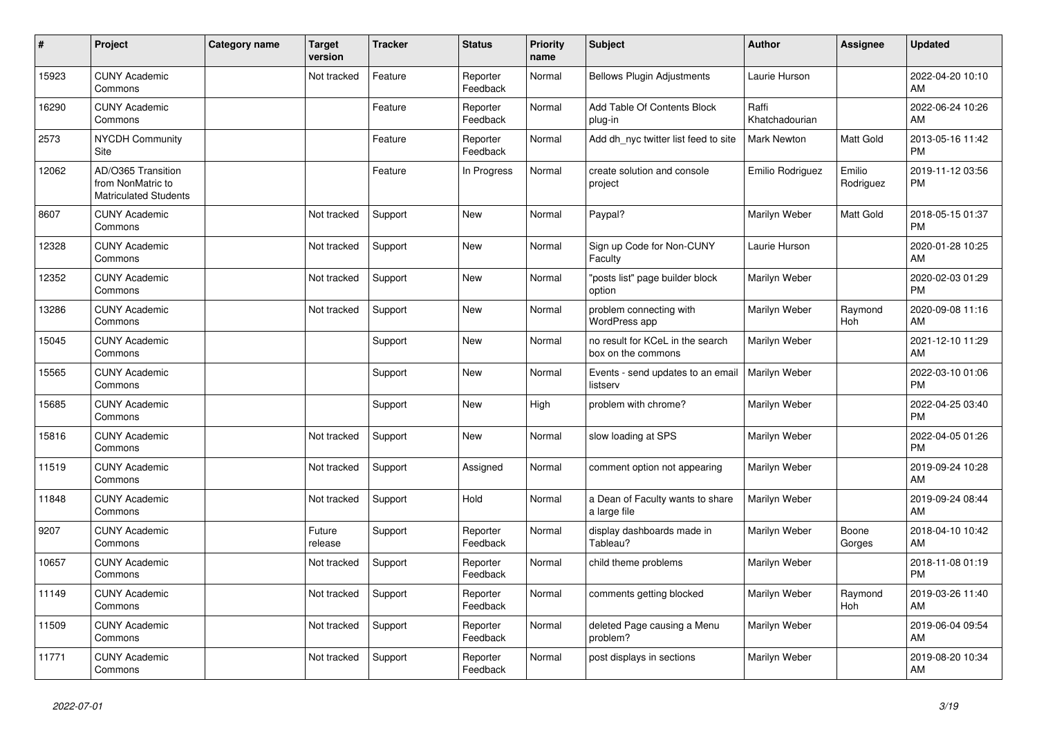| # | Project | Category name | Target version | Tracker | Status | Priority name | Subject | Author | Assignee | Updated |
|---|---|---|---|---|---|---|---|---|---|---|
| 15923 | CUNY Academic Commons | | Not tracked | Feature | Reporter Feedback | Normal | Bellows Plugin Adjustments | Laurie Hurson | | 2022-04-20 10:10 AM |
| 16290 | CUNY Academic Commons | | | Feature | Reporter Feedback | Normal | Add Table Of Contents Block plug-in | Raffi Khatchadourian | | 2022-06-24 10:26 AM |
| 2573 | NYCDH Community Site | | | Feature | Reporter Feedback | Normal | Add dh_nyc twitter list feed to site | Mark Newton | Matt Gold | 2013-05-16 11:42 PM |
| 12062 | AD/O365 Transition from NonMatric to Matriculated Students | | | Feature | In Progress | Normal | create solution and console project | Emilio Rodriguez | Emilio Rodriguez | 2019-11-12 03:56 PM |
| 8607 | CUNY Academic Commons | | Not tracked | Support | New | Normal | Paypal? | Marilyn Weber | Matt Gold | 2018-05-15 01:37 PM |
| 12328 | CUNY Academic Commons | | Not tracked | Support | New | Normal | Sign up Code for Non-CUNY Faculty | Laurie Hurson | | 2020-01-28 10:25 AM |
| 12352 | CUNY Academic Commons | | Not tracked | Support | New | Normal | "posts list" page builder block option | Marilyn Weber | | 2020-02-03 01:29 PM |
| 13286 | CUNY Academic Commons | | Not tracked | Support | New | Normal | problem connecting with WordPress app | Marilyn Weber | Raymond Hoh | 2020-09-08 11:16 AM |
| 15045 | CUNY Academic Commons | | | Support | New | Normal | no result for KCeL in the search box on the commons | Marilyn Weber | | 2021-12-10 11:29 AM |
| 15565 | CUNY Academic Commons | | | Support | New | Normal | Events - send updates to an email listserv | Marilyn Weber | | 2022-03-10 01:06 PM |
| 15685 | CUNY Academic Commons | | | Support | New | High | problem with chrome? | Marilyn Weber | | 2022-04-25 03:40 PM |
| 15816 | CUNY Academic Commons | | Not tracked | Support | New | Normal | slow loading at SPS | Marilyn Weber | | 2022-04-05 01:26 PM |
| 11519 | CUNY Academic Commons | | Not tracked | Support | Assigned | Normal | comment option not appearing | Marilyn Weber | | 2019-09-24 10:28 AM |
| 11848 | CUNY Academic Commons | | Not tracked | Support | Hold | Normal | a Dean of Faculty wants to share a large file | Marilyn Weber | | 2019-09-24 08:44 AM |
| 9207 | CUNY Academic Commons | | Future release | Support | Reporter Feedback | Normal | display dashboards made in Tableau? | Marilyn Weber | Boone Gorges | 2018-04-10 10:42 AM |
| 10657 | CUNY Academic Commons | | Not tracked | Support | Reporter Feedback | Normal | child theme problems | Marilyn Weber | | 2018-11-08 01:19 PM |
| 11149 | CUNY Academic Commons | | Not tracked | Support | Reporter Feedback | Normal | comments getting blocked | Marilyn Weber | Raymond Hoh | 2019-03-26 11:40 AM |
| 11509 | CUNY Academic Commons | | Not tracked | Support | Reporter Feedback | Normal | deleted Page causing a Menu problem? | Marilyn Weber | | 2019-06-04 09:54 AM |
| 11771 | CUNY Academic Commons | | Not tracked | Support | Reporter Feedback | Normal | post displays in sections | Marilyn Weber | | 2019-08-20 10:34 AM |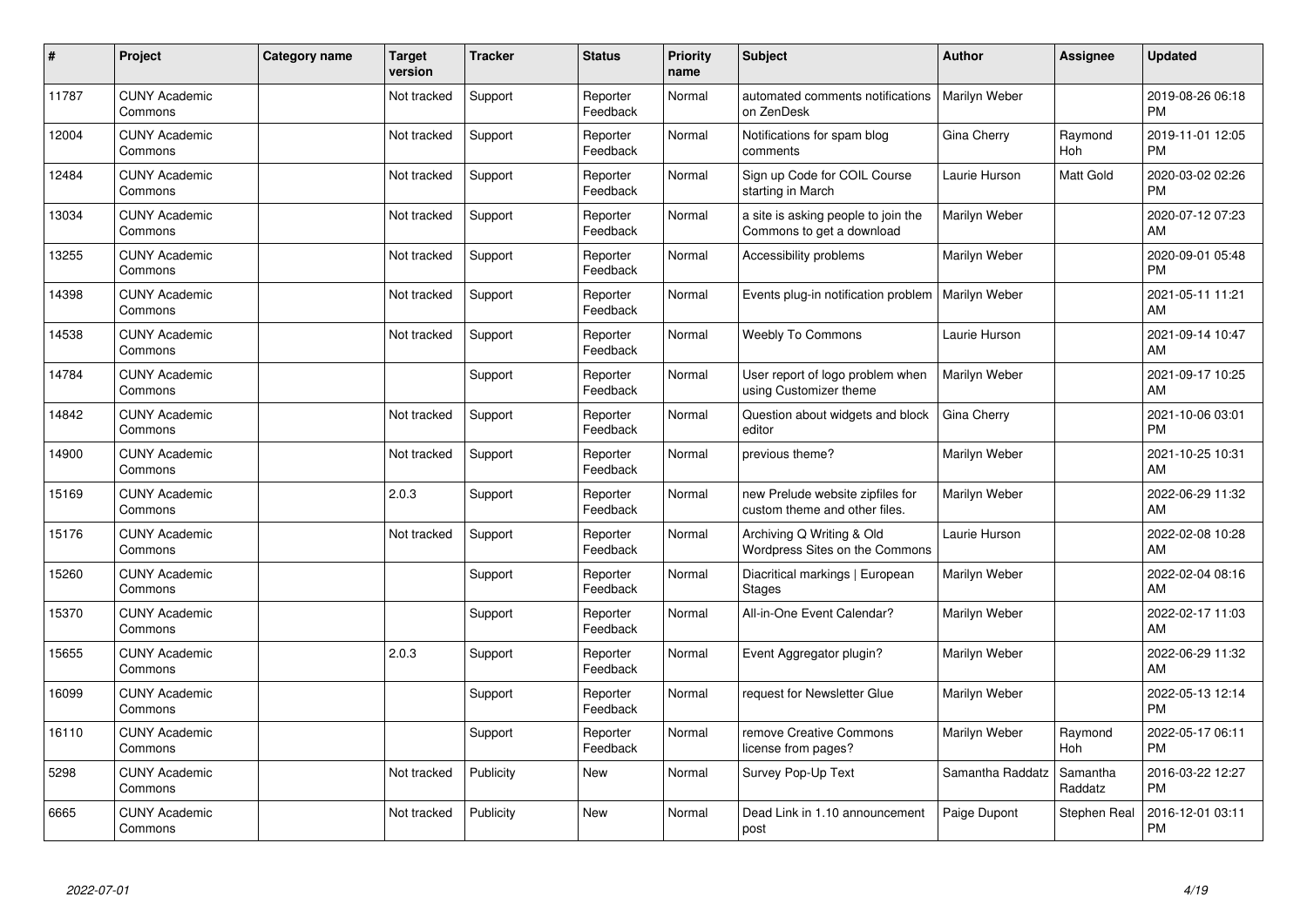| # | Project | Category name | Target version | Tracker | Status | Priority name | Subject | Author | Assignee | Updated |
|---|---|---|---|---|---|---|---|---|---|---|
| 11787 | CUNY Academic Commons | | Not tracked | Support | Reporter Feedback | Normal | automated comments notifications on ZenDesk | Marilyn Weber | | 2019-08-26 06:18 PM |
| 12004 | CUNY Academic Commons | | Not tracked | Support | Reporter Feedback | Normal | Notifications for spam blog comments | Gina Cherry | Raymond Hoh | 2019-11-01 12:05 PM |
| 12484 | CUNY Academic Commons | | Not tracked | Support | Reporter Feedback | Normal | Sign up Code for COIL Course starting in March | Laurie Hurson | Matt Gold | 2020-03-02 02:26 PM |
| 13034 | CUNY Academic Commons | | Not tracked | Support | Reporter Feedback | Normal | a site is asking people to join the Commons to get a download | Marilyn Weber | | 2020-07-12 07:23 AM |
| 13255 | CUNY Academic Commons | | Not tracked | Support | Reporter Feedback | Normal | Accessibility problems | Marilyn Weber | | 2020-09-01 05:48 PM |
| 14398 | CUNY Academic Commons | | Not tracked | Support | Reporter Feedback | Normal | Events plug-in notification problem | Marilyn Weber | | 2021-05-11 11:21 AM |
| 14538 | CUNY Academic Commons | | Not tracked | Support | Reporter Feedback | Normal | Weebly To Commons | Laurie Hurson | | 2021-09-14 10:47 AM |
| 14784 | CUNY Academic Commons | | | Support | Reporter Feedback | Normal | User report of logo problem when using Customizer theme | Marilyn Weber | | 2021-09-17 10:25 AM |
| 14842 | CUNY Academic Commons | | Not tracked | Support | Reporter Feedback | Normal | Question about widgets and block editor | Gina Cherry | | 2021-10-06 03:01 PM |
| 14900 | CUNY Academic Commons | | Not tracked | Support | Reporter Feedback | Normal | previous theme? | Marilyn Weber | | 2021-10-25 10:31 AM |
| 15169 | CUNY Academic Commons | | 2.0.3 | Support | Reporter Feedback | Normal | new Prelude website zipfiles for custom theme and other files. | Marilyn Weber | | 2022-06-29 11:32 AM |
| 15176 | CUNY Academic Commons | | Not tracked | Support | Reporter Feedback | Normal | Archiving Q Writing & Old Wordpress Sites on the Commons | Laurie Hurson | | 2022-02-08 10:28 AM |
| 15260 | CUNY Academic Commons | | | Support | Reporter Feedback | Normal | Diacritical markings \| European Stages | Marilyn Weber | | 2022-02-04 08:16 AM |
| 15370 | CUNY Academic Commons | | | Support | Reporter Feedback | Normal | All-in-One Event Calendar? | Marilyn Weber | | 2022-02-17 11:03 AM |
| 15655 | CUNY Academic Commons | | 2.0.3 | Support | Reporter Feedback | Normal | Event Aggregator plugin? | Marilyn Weber | | 2022-06-29 11:32 AM |
| 16099 | CUNY Academic Commons | | | Support | Reporter Feedback | Normal | request for Newsletter Glue | Marilyn Weber | | 2022-05-13 12:14 PM |
| 16110 | CUNY Academic Commons | | | Support | Reporter Feedback | Normal | remove Creative Commons license from pages? | Marilyn Weber | Raymond Hoh | 2022-05-17 06:11 PM |
| 5298 | CUNY Academic Commons | | Not tracked | Publicity | New | Normal | Survey Pop-Up Text | Samantha Raddatz | Samantha Raddatz | 2016-03-22 12:27 PM |
| 6665 | CUNY Academic Commons | | Not tracked | Publicity | New | Normal | Dead Link in 1.10 announcement post | Paige Dupont | Stephen Real | 2016-12-01 03:11 PM |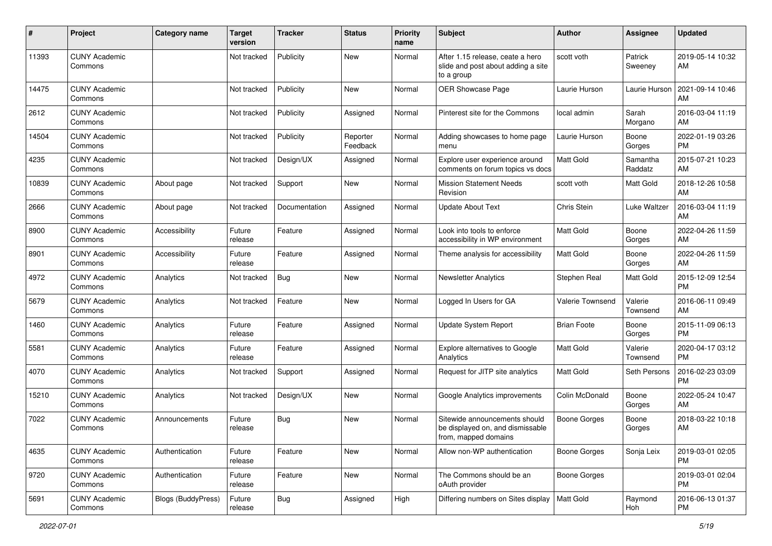| # | Project | Category name | Target version | Tracker | Status | Priority name | Subject | Author | Assignee | Updated |
|---|---|---|---|---|---|---|---|---|---|---|
| 11393 | CUNY Academic Commons | | Not tracked | Publicity | New | Normal | After 1.15 release, ceate a hero slide and post about adding a site to a group | scott voth | Patrick Sweeney | 2019-05-14 10:32 AM |
| 14475 | CUNY Academic Commons | | Not tracked | Publicity | New | Normal | OER Showcase Page | Laurie Hurson | Laurie Hurson | 2021-09-14 10:46 AM |
| 2612 | CUNY Academic Commons | | Not tracked | Publicity | Assigned | Normal | Pinterest site for the Commons | local admin | Sarah Morgano | 2016-03-04 11:19 AM |
| 14504 | CUNY Academic Commons | | Not tracked | Publicity | Reporter Feedback | Normal | Adding showcases to home page menu | Laurie Hurson | Boone Gorges | 2022-01-19 03:26 PM |
| 4235 | CUNY Academic Commons | | Not tracked | Design/UX | Assigned | Normal | Explore user experience around comments on forum topics vs docs | Matt Gold | Samantha Raddatz | 2015-07-21 10:23 AM |
| 10839 | CUNY Academic Commons | About page | Not tracked | Support | New | Normal | Mission Statement Needs Revision | scott voth | Matt Gold | 2018-12-26 10:58 AM |
| 2666 | CUNY Academic Commons | About page | Not tracked | Documentation | Assigned | Normal | Update About Text | Chris Stein | Luke Waltzer | 2016-03-04 11:19 AM |
| 8900 | CUNY Academic Commons | Accessibility | Future release | Feature | Assigned | Normal | Look into tools to enforce accessibility in WP environment | Matt Gold | Boone Gorges | 2022-04-26 11:59 AM |
| 8901 | CUNY Academic Commons | Accessibility | Future release | Feature | Assigned | Normal | Theme analysis for accessibility | Matt Gold | Boone Gorges | 2022-04-26 11:59 AM |
| 4972 | CUNY Academic Commons | Analytics | Not tracked | Bug | New | Normal | Newsletter Analytics | Stephen Real | Matt Gold | 2015-12-09 12:54 PM |
| 5679 | CUNY Academic Commons | Analytics | Not tracked | Feature | New | Normal | Logged In Users for GA | Valerie Townsend | Valerie Townsend | 2016-06-11 09:49 AM |
| 1460 | CUNY Academic Commons | Analytics | Future release | Feature | Assigned | Normal | Update System Report | Brian Foote | Boone Gorges | 2015-11-09 06:13 PM |
| 5581 | CUNY Academic Commons | Analytics | Future release | Feature | Assigned | Normal | Explore alternatives to Google Analytics | Matt Gold | Valerie Townsend | 2020-04-17 03:12 PM |
| 4070 | CUNY Academic Commons | Analytics | Not tracked | Support | Assigned | Normal | Request for JITP site analytics | Matt Gold | Seth Persons | 2016-02-23 03:09 PM |
| 15210 | CUNY Academic Commons | Analytics | Not tracked | Design/UX | New | Normal | Google Analytics improvements | Colin McDonald | Boone Gorges | 2022-05-24 10:47 AM |
| 7022 | CUNY Academic Commons | Announcements | Future release | Bug | New | Normal | Sitewide announcements should be displayed on, and dismissable from, mapped domains | Boone Gorges | Boone Gorges | 2018-03-22 10:18 AM |
| 4635 | CUNY Academic Commons | Authentication | Future release | Feature | New | Normal | Allow non-WP authentication | Boone Gorges | Sonja Leix | 2019-03-01 02:05 PM |
| 9720 | CUNY Academic Commons | Authentication | Future release | Feature | New | Normal | The Commons should be an oAuth provider | Boone Gorges | | 2019-03-01 02:04 PM |
| 5691 | CUNY Academic Commons | Blogs (BuddyPress) | Future release | Bug | Assigned | High | Differing numbers on Sites display | Matt Gold | Raymond Hoh | 2016-06-13 01:37 PM |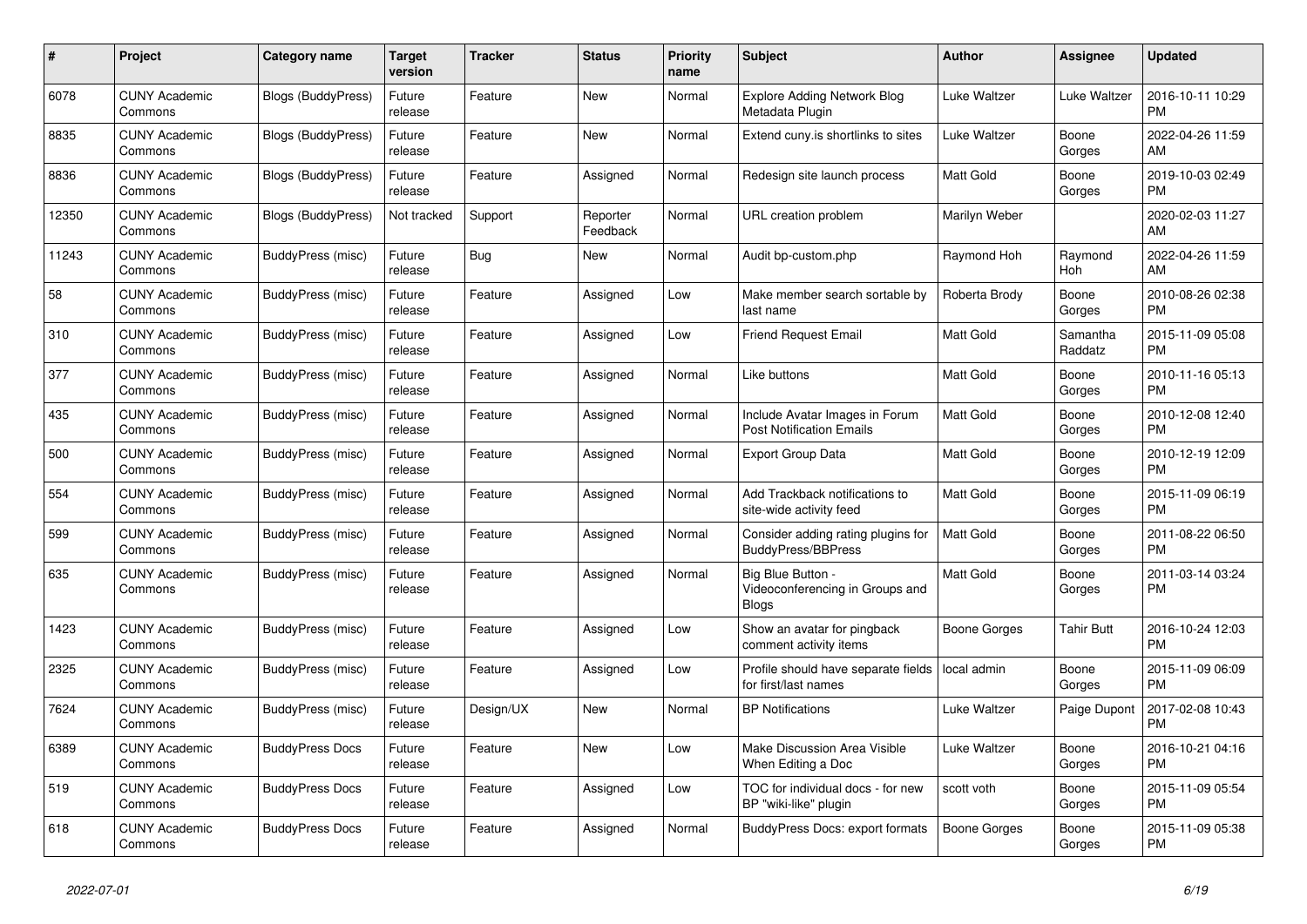| # | Project | Category name | Target version | Tracker | Status | Priority name | Subject | Author | Assignee | Updated |
|---|---|---|---|---|---|---|---|---|---|---|
| 6078 | CUNY Academic Commons | Blogs (BuddyPress) | Future release | Feature | New | Normal | Explore Adding Network Blog Metadata Plugin | Luke Waltzer | Luke Waltzer | 2016-10-11 10:29 PM |
| 8835 | CUNY Academic Commons | Blogs (BuddyPress) | Future release | Feature | New | Normal | Extend cuny.is shortlinks to sites | Luke Waltzer | Boone Gorges | 2022-04-26 11:59 AM |
| 8836 | CUNY Academic Commons | Blogs (BuddyPress) | Future release | Feature | Assigned | Normal | Redesign site launch process | Matt Gold | Boone Gorges | 2019-10-03 02:49 PM |
| 12350 | CUNY Academic Commons | Blogs (BuddyPress) | Not tracked | Support | Reporter Feedback | Normal | URL creation problem | Marilyn Weber | | 2020-02-03 11:27 AM |
| 11243 | CUNY Academic Commons | BuddyPress (misc) | Future release | Bug | New | Normal | Audit bp-custom.php | Raymond Hoh | Raymond Hoh | 2022-04-26 11:59 AM |
| 58 | CUNY Academic Commons | BuddyPress (misc) | Future release | Feature | Assigned | Low | Make member search sortable by last name | Roberta Brody | Boone Gorges | 2010-08-26 02:38 PM |
| 310 | CUNY Academic Commons | BuddyPress (misc) | Future release | Feature | Assigned | Low | Friend Request Email | Matt Gold | Samantha Raddatz | 2015-11-09 05:08 PM |
| 377 | CUNY Academic Commons | BuddyPress (misc) | Future release | Feature | Assigned | Normal | Like buttons | Matt Gold | Boone Gorges | 2010-11-16 05:13 PM |
| 435 | CUNY Academic Commons | BuddyPress (misc) | Future release | Feature | Assigned | Normal | Include Avatar Images in Forum Post Notification Emails | Matt Gold | Boone Gorges | 2010-12-08 12:40 PM |
| 500 | CUNY Academic Commons | BuddyPress (misc) | Future release | Feature | Assigned | Normal | Export Group Data | Matt Gold | Boone Gorges | 2010-12-19 12:09 PM |
| 554 | CUNY Academic Commons | BuddyPress (misc) | Future release | Feature | Assigned | Normal | Add Trackback notifications to site-wide activity feed | Matt Gold | Boone Gorges | 2015-11-09 06:19 PM |
| 599 | CUNY Academic Commons | BuddyPress (misc) | Future release | Feature | Assigned | Normal | Consider adding rating plugins for BuddyPress/BBPress | Matt Gold | Boone Gorges | 2011-08-22 06:50 PM |
| 635 | CUNY Academic Commons | BuddyPress (misc) | Future release | Feature | Assigned | Normal | Big Blue Button - Videoconferencing in Groups and Blogs | Matt Gold | Boone Gorges | 2011-03-14 03:24 PM |
| 1423 | CUNY Academic Commons | BuddyPress (misc) | Future release | Feature | Assigned | Low | Show an avatar for pingback comment activity items | Boone Gorges | Tahir Butt | 2016-10-24 12:03 PM |
| 2325 | CUNY Academic Commons | BuddyPress (misc) | Future release | Feature | Assigned | Low | Profile should have separate fields for first/last names | local admin | Boone Gorges | 2015-11-09 06:09 PM |
| 7624 | CUNY Academic Commons | BuddyPress (misc) | Future release | Design/UX | New | Normal | BP Notifications | Luke Waltzer | Paige Dupont | 2017-02-08 10:43 PM |
| 6389 | CUNY Academic Commons | BuddyPress Docs | Future release | Feature | New | Low | Make Discussion Area Visible When Editing a Doc | Luke Waltzer | Boone Gorges | 2016-10-21 04:16 PM |
| 519 | CUNY Academic Commons | BuddyPress Docs | Future release | Feature | Assigned | Low | TOC for individual docs - for new BP "wiki-like" plugin | scott voth | Boone Gorges | 2015-11-09 05:54 PM |
| 618 | CUNY Academic Commons | BuddyPress Docs | Future release | Feature | Assigned | Normal | BuddyPress Docs: export formats | Boone Gorges | Boone Gorges | 2015-11-09 05:38 PM |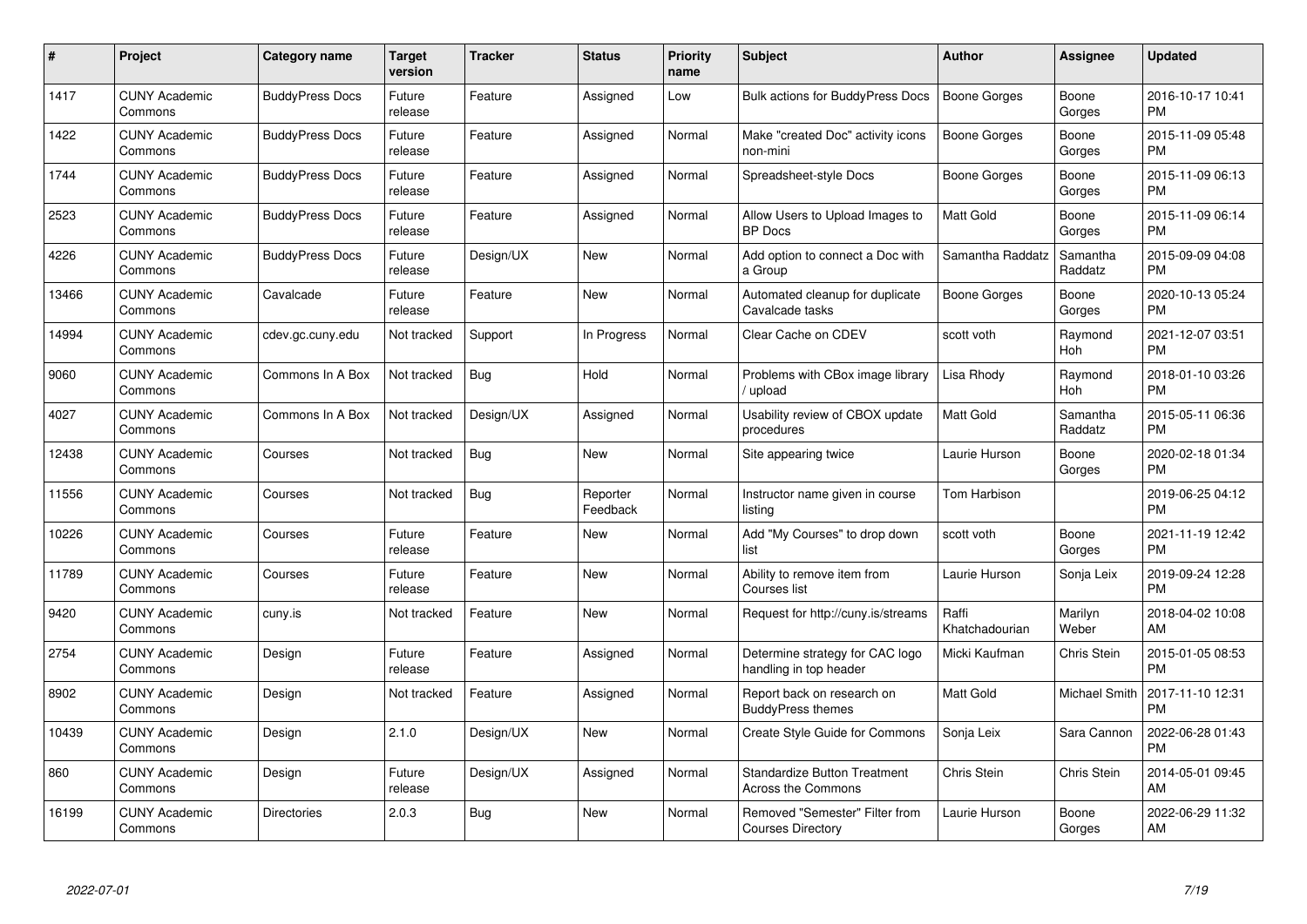| # | Project | Category name | Target version | Tracker | Status | Priority name | Subject | Author | Assignee | Updated |
|---|---|---|---|---|---|---|---|---|---|---|
| 1417 | CUNY Academic Commons | BuddyPress Docs | Future release | Feature | Assigned | Low | Bulk actions for BuddyPress Docs | Boone Gorges | Boone Gorges | 2016-10-17 10:41 PM |
| 1422 | CUNY Academic Commons | BuddyPress Docs | Future release | Feature | Assigned | Normal | Make "created Doc" activity icons non-mini | Boone Gorges | Boone Gorges | 2015-11-09 05:48 PM |
| 1744 | CUNY Academic Commons | BuddyPress Docs | Future release | Feature | Assigned | Normal | Spreadsheet-style Docs | Boone Gorges | Boone Gorges | 2015-11-09 06:13 PM |
| 2523 | CUNY Academic Commons | BuddyPress Docs | Future release | Feature | Assigned | Normal | Allow Users to Upload Images to BP Docs | Matt Gold | Boone Gorges | 2015-11-09 06:14 PM |
| 4226 | CUNY Academic Commons | BuddyPress Docs | Future release | Design/UX | New | Normal | Add option to connect a Doc with a Group | Samantha Raddatz | Samantha Raddatz | 2015-09-09 04:08 PM |
| 13466 | CUNY Academic Commons | Cavalcade | Future release | Feature | New | Normal | Automated cleanup for duplicate Cavalcade tasks | Boone Gorges | Boone Gorges | 2020-10-13 05:24 PM |
| 14994 | CUNY Academic Commons | cdev.gc.cuny.edu | Not tracked | Support | In Progress | Normal | Clear Cache on CDEV | scott voth | Raymond Hoh | 2021-12-07 03:51 PM |
| 9060 | CUNY Academic Commons | Commons In A Box | Not tracked | Bug | Hold | Normal | Problems with CBox image library / upload | Lisa Rhody | Raymond Hoh | 2018-01-10 03:26 PM |
| 4027 | CUNY Academic Commons | Commons In A Box | Not tracked | Design/UX | Assigned | Normal | Usability review of CBOX update procedures | Matt Gold | Samantha Raddatz | 2015-05-11 06:36 PM |
| 12438 | CUNY Academic Commons | Courses | Not tracked | Bug | New | Normal | Site appearing twice | Laurie Hurson | Boone Gorges | 2020-02-18 01:34 PM |
| 11556 | CUNY Academic Commons | Courses | Not tracked | Bug | Reporter Feedback | Normal | Instructor name given in course listing | Tom Harbison | | 2019-06-25 04:12 PM |
| 10226 | CUNY Academic Commons | Courses | Future release | Feature | New | Normal | Add "My Courses" to drop down list | scott voth | Boone Gorges | 2021-11-19 12:42 PM |
| 11789 | CUNY Academic Commons | Courses | Future release | Feature | New | Normal | Ability to remove item from Courses list | Laurie Hurson | Sonja Leix | 2019-09-24 12:28 PM |
| 9420 | CUNY Academic Commons | cuny.is | Not tracked | Feature | New | Normal | Request for http://cuny.is/streams | Raffi Khatchadourian | Marilyn Weber | 2018-04-02 10:08 AM |
| 2754 | CUNY Academic Commons | Design | Future release | Feature | Assigned | Normal | Determine strategy for CAC logo handling in top header | Micki Kaufman | Chris Stein | 2015-01-05 08:53 PM |
| 8902 | CUNY Academic Commons | Design | Not tracked | Feature | Assigned | Normal | Report back on research on BuddyPress themes | Matt Gold | Michael Smith | 2017-11-10 12:31 PM |
| 10439 | CUNY Academic Commons | Design | 2.1.0 | Design/UX | New | Normal | Create Style Guide for Commons | Sonja Leix | Sara Cannon | 2022-06-28 01:43 PM |
| 860 | CUNY Academic Commons | Design | Future release | Design/UX | Assigned | Normal | Standardize Button Treatment Across the Commons | Chris Stein | Chris Stein | 2014-05-01 09:45 AM |
| 16199 | CUNY Academic Commons | Directories | 2.0.3 | Bug | New | Normal | Removed "Semester" Filter from Courses Directory | Laurie Hurson | Boone Gorges | 2022-06-29 11:32 AM |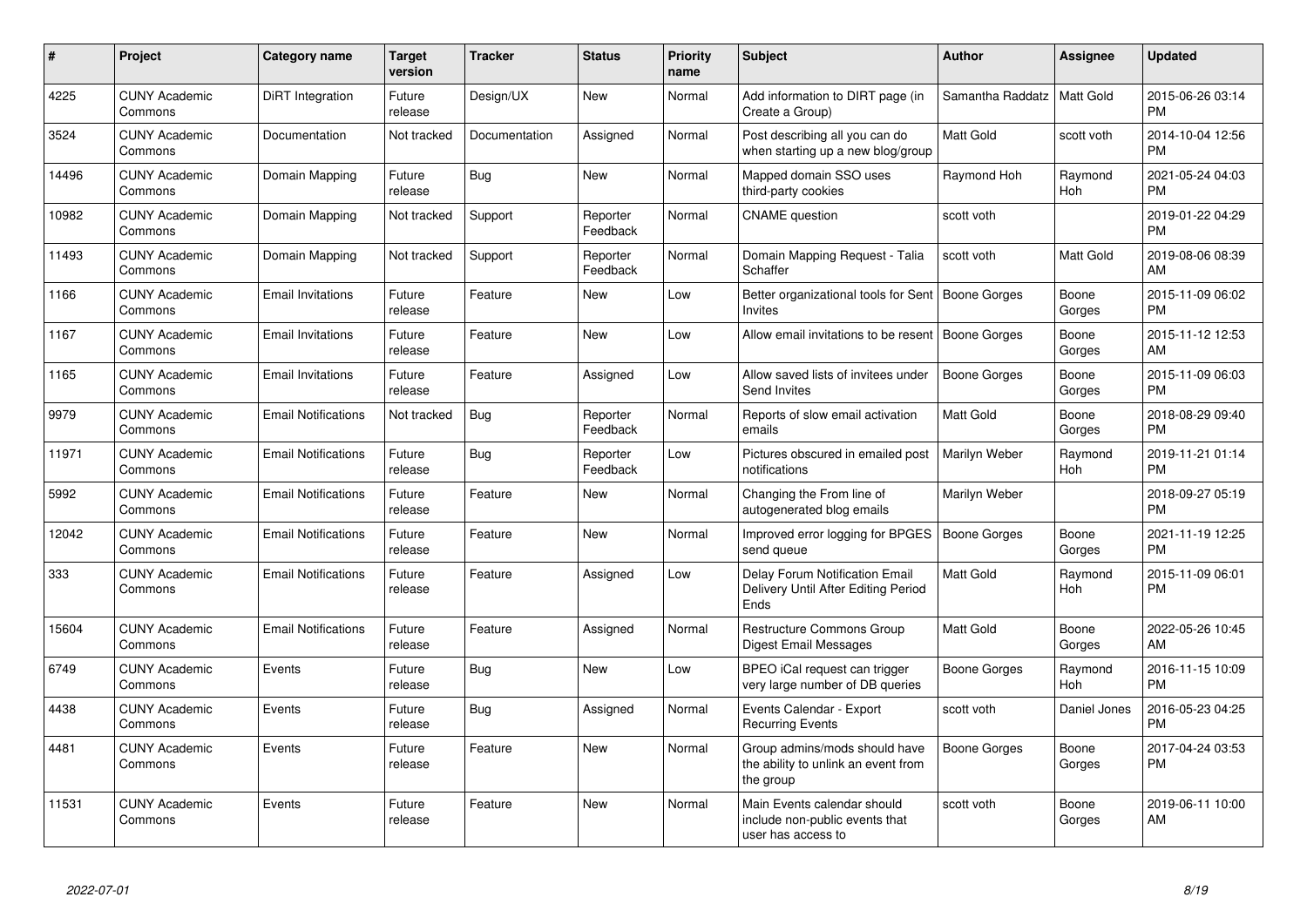| # | Project | Category name | Target version | Tracker | Status | Priority name | Subject | Author | Assignee | Updated |
|---|---|---|---|---|---|---|---|---|---|---|
| 4225 | CUNY Academic Commons | DiRT Integration | Future release | Design/UX | New | Normal | Add information to DIRT page (in Create a Group) | Samantha Raddatz | Matt Gold | 2015-06-26 03:14 PM |
| 3524 | CUNY Academic Commons | Documentation | Not tracked | Documentation | Assigned | Normal | Post describing all you can do when starting up a new blog/group | Matt Gold | scott voth | 2014-10-04 12:56 PM |
| 14496 | CUNY Academic Commons | Domain Mapping | Future release | Bug | New | Normal | Mapped domain SSO uses third-party cookies | Raymond Hoh | Raymond Hoh | 2021-05-24 04:03 PM |
| 10982 | CUNY Academic Commons | Domain Mapping | Not tracked | Support | Reporter Feedback | Normal | CNAME question | scott voth | | 2019-01-22 04:29 PM |
| 11493 | CUNY Academic Commons | Domain Mapping | Not tracked | Support | Reporter Feedback | Normal | Domain Mapping Request - Talia Schaffer | scott voth | Matt Gold | 2019-08-06 08:39 AM |
| 1166 | CUNY Academic Commons | Email Invitations | Future release | Feature | New | Low | Better organizational tools for Sent Invites | Boone Gorges | Boone Gorges | 2015-11-09 06:02 PM |
| 1167 | CUNY Academic Commons | Email Invitations | Future release | Feature | New | Low | Allow email invitations to be resent | Boone Gorges | Boone Gorges | 2015-11-12 12:53 AM |
| 1165 | CUNY Academic Commons | Email Invitations | Future release | Feature | Assigned | Low | Allow saved lists of invitees under Send Invites | Boone Gorges | Boone Gorges | 2015-11-09 06:03 PM |
| 9979 | CUNY Academic Commons | Email Notifications | Not tracked | Bug | Reporter Feedback | Normal | Reports of slow email activation emails | Matt Gold | Boone Gorges | 2018-08-29 09:40 PM |
| 11971 | CUNY Academic Commons | Email Notifications | Future release | Bug | Reporter Feedback | Low | Pictures obscured in emailed post notifications | Marilyn Weber | Raymond Hoh | 2019-11-21 01:14 PM |
| 5992 | CUNY Academic Commons | Email Notifications | Future release | Feature | New | Normal | Changing the From line of autogenerated blog emails | Marilyn Weber | | 2018-09-27 05:19 PM |
| 12042 | CUNY Academic Commons | Email Notifications | Future release | Feature | New | Normal | Improved error logging for BPGES send queue | Boone Gorges | Boone Gorges | 2021-11-19 12:25 PM |
| 333 | CUNY Academic Commons | Email Notifications | Future release | Feature | Assigned | Low | Delay Forum Notification Email Delivery Until After Editing Period Ends | Matt Gold | Raymond Hoh | 2015-11-09 06:01 PM |
| 15604 | CUNY Academic Commons | Email Notifications | Future release | Feature | Assigned | Normal | Restructure Commons Group Digest Email Messages | Matt Gold | Boone Gorges | 2022-05-26 10:45 AM |
| 6749 | CUNY Academic Commons | Events | Future release | Bug | New | Low | BPEO iCal request can trigger very large number of DB queries | Boone Gorges | Raymond Hoh | 2016-11-15 10:09 PM |
| 4438 | CUNY Academic Commons | Events | Future release | Bug | Assigned | Normal | Events Calendar - Export Recurring Events | scott voth | Daniel Jones | 2016-05-23 04:25 PM |
| 4481 | CUNY Academic Commons | Events | Future release | Feature | New | Normal | Group admins/mods should have the ability to unlink an event from the group | Boone Gorges | Boone Gorges | 2017-04-24 03:53 PM |
| 11531 | CUNY Academic Commons | Events | Future release | Feature | New | Normal | Main Events calendar should include non-public events that user has access to | scott voth | Boone Gorges | 2019-06-11 10:00 AM |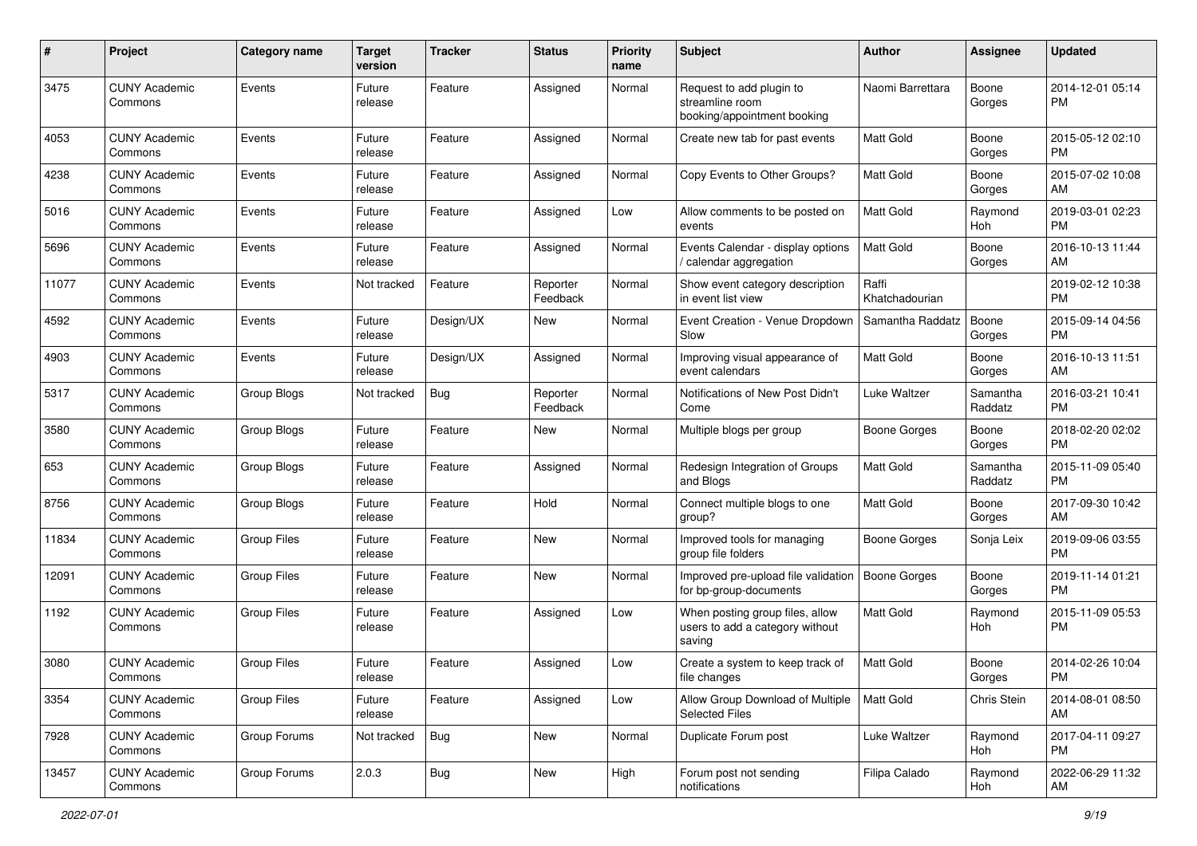| # | Project | Category name | Target version | Tracker | Status | Priority name | Subject | Author | Assignee | Updated |
|---|---|---|---|---|---|---|---|---|---|---|
| 3475 | CUNY Academic Commons | Events | Future release | Feature | Assigned | Normal | Request to add plugin to streamline room booking/appointment booking | Naomi Barrettara | Boone Gorges | 2014-12-01 05:14 PM |
| 4053 | CUNY Academic Commons | Events | Future release | Feature | Assigned | Normal | Create new tab for past events | Matt Gold | Boone Gorges | 2015-05-12 02:10 PM |
| 4238 | CUNY Academic Commons | Events | Future release | Feature | Assigned | Normal | Copy Events to Other Groups? | Matt Gold | Boone Gorges | 2015-07-02 10:08 AM |
| 5016 | CUNY Academic Commons | Events | Future release | Feature | Assigned | Low | Allow comments to be posted on events | Matt Gold | Raymond Hoh | 2019-03-01 02:23 PM |
| 5696 | CUNY Academic Commons | Events | Future release | Feature | Assigned | Normal | Events Calendar - display options / calendar aggregation | Matt Gold | Boone Gorges | 2016-10-13 11:44 AM |
| 11077 | CUNY Academic Commons | Events | Not tracked | Feature | Reporter Feedback | Normal | Show event category description in event list view | Raffi Khatchadourian | | 2019-02-12 10:38 PM |
| 4592 | CUNY Academic Commons | Events | Future release | Design/UX | New | Normal | Event Creation - Venue Dropdown Slow | Samantha Raddatz | Boone Gorges | 2015-09-14 04:56 PM |
| 4903 | CUNY Academic Commons | Events | Future release | Design/UX | Assigned | Normal | Improving visual appearance of event calendars | Matt Gold | Boone Gorges | 2016-10-13 11:51 AM |
| 5317 | CUNY Academic Commons | Group Blogs | Not tracked | Bug | Reporter Feedback | Normal | Notifications of New Post Didn't Come | Luke Waltzer | Samantha Raddatz | 2016-03-21 10:41 PM |
| 3580 | CUNY Academic Commons | Group Blogs | Future release | Feature | New | Normal | Multiple blogs per group | Boone Gorges | Boone Gorges | 2018-02-20 02:02 PM |
| 653 | CUNY Academic Commons | Group Blogs | Future release | Feature | Assigned | Normal | Redesign Integration of Groups and Blogs | Matt Gold | Samantha Raddatz | 2015-11-09 05:40 PM |
| 8756 | CUNY Academic Commons | Group Blogs | Future release | Feature | Hold | Normal | Connect multiple blogs to one group? | Matt Gold | Boone Gorges | 2017-09-30 10:42 AM |
| 11834 | CUNY Academic Commons | Group Files | Future release | Feature | New | Normal | Improved tools for managing group file folders | Boone Gorges | Sonja Leix | 2019-09-06 03:55 PM |
| 12091 | CUNY Academic Commons | Group Files | Future release | Feature | New | Normal | Improved pre-upload file validation for bp-group-documents | Boone Gorges | Boone Gorges | 2019-11-14 01:21 PM |
| 1192 | CUNY Academic Commons | Group Files | Future release | Feature | Assigned | Low | When posting group files, allow users to add a category without saving | Matt Gold | Raymond Hoh | 2015-11-09 05:53 PM |
| 3080 | CUNY Academic Commons | Group Files | Future release | Feature | Assigned | Low | Create a system to keep track of file changes | Matt Gold | Boone Gorges | 2014-02-26 10:04 PM |
| 3354 | CUNY Academic Commons | Group Files | Future release | Feature | Assigned | Low | Allow Group Download of Multiple Selected Files | Matt Gold | Chris Stein | 2014-08-01 08:50 AM |
| 7928 | CUNY Academic Commons | Group Forums | Not tracked | Bug | New | Normal | Duplicate Forum post | Luke Waltzer | Raymond Hoh | 2017-04-11 09:27 PM |
| 13457 | CUNY Academic Commons | Group Forums | 2.0.3 | Bug | New | High | Forum post not sending notifications | Filipa Calado | Raymond Hoh | 2022-06-29 11:32 AM |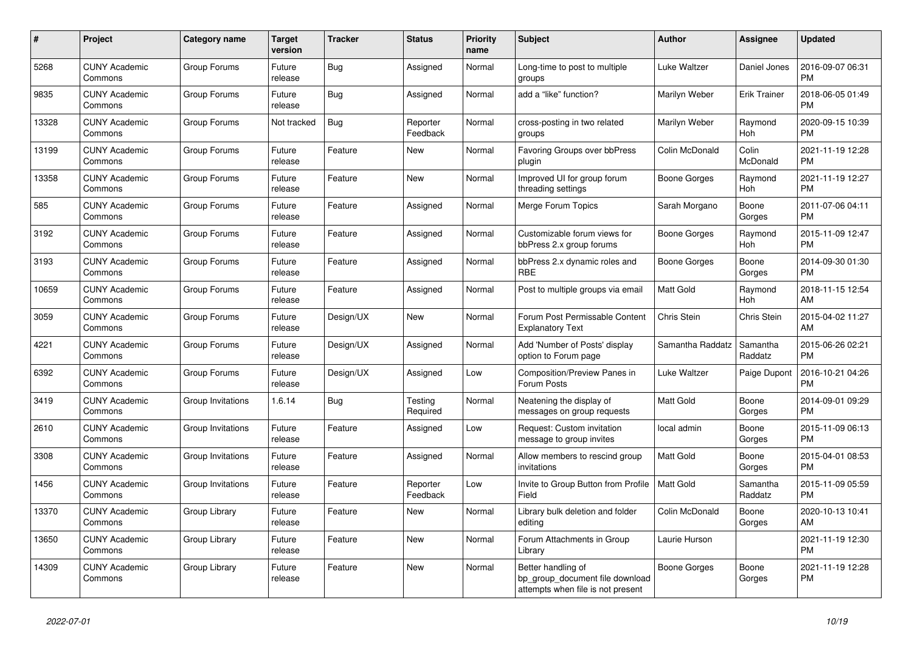| # | Project | Category name | Target version | Tracker | Status | Priority name | Subject | Author | Assignee | Updated |
|---|---|---|---|---|---|---|---|---|---|---|
| 5268 | CUNY Academic Commons | Group Forums | Future release | Bug | Assigned | Normal | Long-time to post to multiple groups | Luke Waltzer | Daniel Jones | 2016-09-07 06:31 PM |
| 9835 | CUNY Academic Commons | Group Forums | Future release | Bug | Assigned | Normal | add a “like” function? | Marilyn Weber | Erik Trainer | 2018-06-05 01:49 PM |
| 13328 | CUNY Academic Commons | Group Forums | Not tracked | Bug | Reporter Feedback | Normal | cross-posting in two related groups | Marilyn Weber | Raymond Hoh | 2020-09-15 10:39 PM |
| 13199 | CUNY Academic Commons | Group Forums | Future release | Feature | New | Normal | Favoring Groups over bbPress plugin | Colin McDonald | Colin McDonald | 2021-11-19 12:28 PM |
| 13358 | CUNY Academic Commons | Group Forums | Future release | Feature | New | Normal | Improved UI for group forum threading settings | Boone Gorges | Raymond Hoh | 2021-11-19 12:27 PM |
| 585 | CUNY Academic Commons | Group Forums | Future release | Feature | Assigned | Normal | Merge Forum Topics | Sarah Morgano | Boone Gorges | 2011-07-06 04:11 PM |
| 3192 | CUNY Academic Commons | Group Forums | Future release | Feature | Assigned | Normal | Customizable forum views for bbPress 2.x group forums | Boone Gorges | Raymond Hoh | 2015-11-09 12:47 PM |
| 3193 | CUNY Academic Commons | Group Forums | Future release | Feature | Assigned | Normal | bbPress 2.x dynamic roles and RBE | Boone Gorges | Boone Gorges | 2014-09-30 01:30 PM |
| 10659 | CUNY Academic Commons | Group Forums | Future release | Feature | Assigned | Normal | Post to multiple groups via email | Matt Gold | Raymond Hoh | 2018-11-15 12:54 AM |
| 3059 | CUNY Academic Commons | Group Forums | Future release | Design/UX | New | Normal | Forum Post Permissable Content Explanatory Text | Chris Stein | Chris Stein | 2015-04-02 11:27 AM |
| 4221 | CUNY Academic Commons | Group Forums | Future release | Design/UX | Assigned | Normal | Add 'Number of Posts' display option to Forum page | Samantha Raddatz | Samantha Raddatz | 2015-06-26 02:21 PM |
| 6392 | CUNY Academic Commons | Group Forums | Future release | Design/UX | Assigned | Low | Composition/Preview Panes in Forum Posts | Luke Waltzer | Paige Dupont | 2016-10-21 04:26 PM |
| 3419 | CUNY Academic Commons | Group Invitations | 1.6.14 | Bug | Testing Required | Normal | Neatening the display of messages on group requests | Matt Gold | Boone Gorges | 2014-09-01 09:29 PM |
| 2610 | CUNY Academic Commons | Group Invitations | Future release | Feature | Assigned | Low | Request: Custom invitation message to group invites | local admin | Boone Gorges | 2015-11-09 06:13 PM |
| 3308 | CUNY Academic Commons | Group Invitations | Future release | Feature | Assigned | Normal | Allow members to rescind group invitations | Matt Gold | Boone Gorges | 2015-04-01 08:53 PM |
| 1456 | CUNY Academic Commons | Group Invitations | Future release | Feature | Reporter Feedback | Low | Invite to Group Button from Profile Field | Matt Gold | Samantha Raddatz | 2015-11-09 05:59 PM |
| 13370 | CUNY Academic Commons | Group Library | Future release | Feature | New | Normal | Library bulk deletion and folder editing | Colin McDonald | Boone Gorges | 2020-10-13 10:41 AM |
| 13650 | CUNY Academic Commons | Group Library | Future release | Feature | New | Normal | Forum Attachments in Group Library | Laurie Hurson | | 2021-11-19 12:30 PM |
| 14309 | CUNY Academic Commons | Group Library | Future release | Feature | New | Normal | Better handling of bp_group_document file download attempts when file is not present | Boone Gorges | Boone Gorges | 2021-11-19 12:28 PM |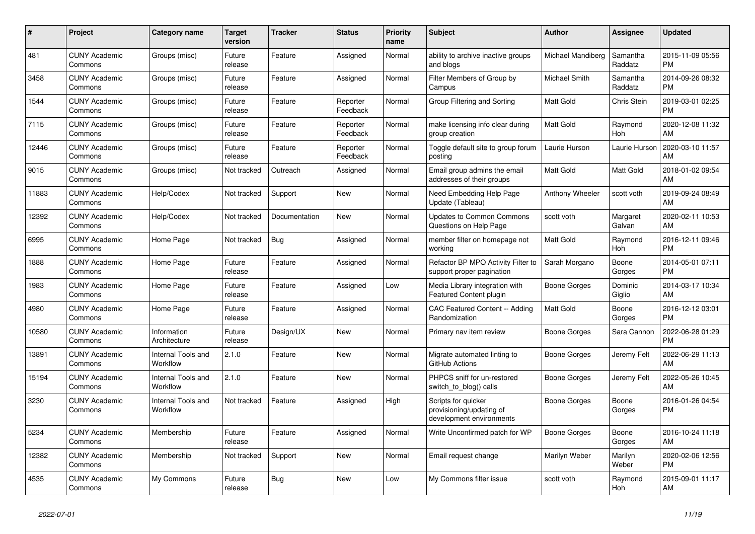| # | Project | Category name | Target version | Tracker | Status | Priority name | Subject | Author | Assignee | Updated |
|---|---|---|---|---|---|---|---|---|---|---|
| 481 | CUNY Academic Commons | Groups (misc) | Future release | Feature | Assigned | Normal | ability to archive inactive groups and blogs | Michael Mandiberg | Samantha Raddatz | 2015-11-09 05:56 PM |
| 3458 | CUNY Academic Commons | Groups (misc) | Future release | Feature | Assigned | Normal | Filter Members of Group by Campus | Michael Smith | Samantha Raddatz | 2014-09-26 08:32 PM |
| 1544 | CUNY Academic Commons | Groups (misc) | Future release | Feature | Reporter Feedback | Normal | Group Filtering and Sorting | Matt Gold | Chris Stein | 2019-03-01 02:25 PM |
| 7115 | CUNY Academic Commons | Groups (misc) | Future release | Feature | Reporter Feedback | Normal | make licensing info clear during group creation | Matt Gold | Raymond Hoh | 2020-12-08 11:32 AM |
| 12446 | CUNY Academic Commons | Groups (misc) | Future release | Feature | Reporter Feedback | Normal | Toggle default site to group forum posting | Laurie Hurson | Laurie Hurson | 2020-03-10 11:57 AM |
| 9015 | CUNY Academic Commons | Groups (misc) | Not tracked | Outreach | Assigned | Normal | Email group admins the email addresses of their groups | Matt Gold | Matt Gold | 2018-01-02 09:54 AM |
| 11883 | CUNY Academic Commons | Help/Codex | Not tracked | Support | New | Normal | Need Embedding Help Page Update (Tableau) | Anthony Wheeler | scott voth | 2019-09-24 08:49 AM |
| 12392 | CUNY Academic Commons | Help/Codex | Not tracked | Documentation | New | Normal | Updates to Common Commons Questions on Help Page | scott voth | Margaret Galvan | 2020-02-11 10:53 AM |
| 6995 | CUNY Academic Commons | Home Page | Not tracked | Bug | Assigned | Normal | member filter on homepage not working | Matt Gold | Raymond Hoh | 2016-12-11 09:46 PM |
| 1888 | CUNY Academic Commons | Home Page | Future release | Feature | Assigned | Normal | Refactor BP MPO Activity Filter to support proper pagination | Sarah Morgano | Boone Gorges | 2014-05-01 07:11 PM |
| 1983 | CUNY Academic Commons | Home Page | Future release | Feature | Assigned | Low | Media Library integration with Featured Content plugin | Boone Gorges | Dominic Giglio | 2014-03-17 10:34 AM |
| 4980 | CUNY Academic Commons | Home Page | Future release | Feature | Assigned | Normal | CAC Featured Content -- Adding Randomization | Matt Gold | Boone Gorges | 2016-12-12 03:01 PM |
| 10580 | CUNY Academic Commons | Information Architecture | Future release | Design/UX | New | Normal | Primary nav item review | Boone Gorges | Sara Cannon | 2022-06-28 01:29 PM |
| 13891 | CUNY Academic Commons | Internal Tools and Workflow | 2.1.0 | Feature | New | Normal | Migrate automated linting to GitHub Actions | Boone Gorges | Jeremy Felt | 2022-06-29 11:13 AM |
| 15194 | CUNY Academic Commons | Internal Tools and Workflow | 2.1.0 | Feature | New | Normal | PHPCS sniff for un-restored switch_to_blog() calls | Boone Gorges | Jeremy Felt | 2022-05-26 10:45 AM |
| 3230 | CUNY Academic Commons | Internal Tools and Workflow | Not tracked | Feature | Assigned | High | Scripts for quicker provisioning/updating of development environments | Boone Gorges | Boone Gorges | 2016-01-26 04:54 PM |
| 5234 | CUNY Academic Commons | Membership | Future release | Feature | Assigned | Normal | Write Unconfirmed patch for WP | Boone Gorges | Boone Gorges | 2016-10-24 11:18 AM |
| 12382 | CUNY Academic Commons | Membership | Not tracked | Support | New | Normal | Email request change | Marilyn Weber | Marilyn Weber | 2020-02-06 12:56 PM |
| 4535 | CUNY Academic Commons | My Commons | Future release | Bug | New | Low | My Commons filter issue | scott voth | Raymond Hoh | 2015-09-01 11:17 AM |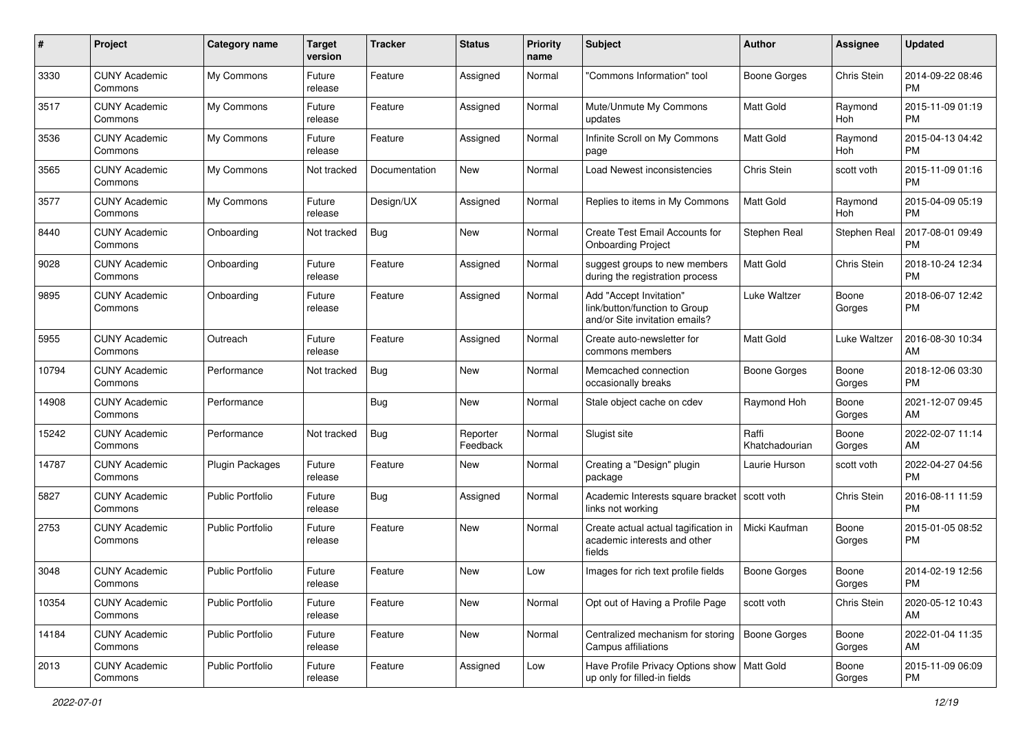| # | Project | Category name | Target version | Tracker | Status | Priority name | Subject | Author | Assignee | Updated |
|---|---|---|---|---|---|---|---|---|---|---|
| 3330 | CUNY Academic Commons | My Commons | Future release | Feature | Assigned | Normal | "Commons Information" tool | Boone Gorges | Chris Stein | 2014-09-22 08:46 PM |
| 3517 | CUNY Academic Commons | My Commons | Future release | Feature | Assigned | Normal | Mute/Unmute My Commons updates | Matt Gold | Raymond Hoh | 2015-11-09 01:19 PM |
| 3536 | CUNY Academic Commons | My Commons | Future release | Feature | Assigned | Normal | Infinite Scroll on My Commons page | Matt Gold | Raymond Hoh | 2015-04-13 04:42 PM |
| 3565 | CUNY Academic Commons | My Commons | Not tracked | Documentation | New | Normal | Load Newest inconsistencies | Chris Stein | scott voth | 2015-11-09 01:16 PM |
| 3577 | CUNY Academic Commons | My Commons | Future release | Design/UX | Assigned | Normal | Replies to items in My Commons | Matt Gold | Raymond Hoh | 2015-04-09 05:19 PM |
| 8440 | CUNY Academic Commons | Onboarding | Not tracked | Bug | New | Normal | Create Test Email Accounts for Onboarding Project | Stephen Real | Stephen Real | 2017-08-01 09:49 PM |
| 9028 | CUNY Academic Commons | Onboarding | Future release | Feature | Assigned | Normal | suggest groups to new members during the registration process | Matt Gold | Chris Stein | 2018-10-24 12:34 PM |
| 9895 | CUNY Academic Commons | Onboarding | Future release | Feature | Assigned | Normal | Add "Accept Invitation" link/button/function to Group and/or Site invitation emails? | Luke Waltzer | Boone Gorges | 2018-06-07 12:42 PM |
| 5955 | CUNY Academic Commons | Outreach | Future release | Feature | Assigned | Normal | Create auto-newsletter for commons members | Matt Gold | Luke Waltzer | 2016-08-30 10:34 AM |
| 10794 | CUNY Academic Commons | Performance | Not tracked | Bug | New | Normal | Memcached connection occasionally breaks | Boone Gorges | Boone Gorges | 2018-12-06 03:30 PM |
| 14908 | CUNY Academic Commons | Performance | | Bug | New | Normal | Stale object cache on cdev | Raymond Hoh | Boone Gorges | 2021-12-07 09:45 AM |
| 15242 | CUNY Academic Commons | Performance | Not tracked | Bug | Reporter Feedback | Normal | Slugist site | Raffi Khatchadourian | Boone Gorges | 2022-02-07 11:14 AM |
| 14787 | CUNY Academic Commons | Plugin Packages | Future release | Feature | New | Normal | Creating a "Design" plugin package | Laurie Hurson | scott voth | 2022-04-27 04:56 PM |
| 5827 | CUNY Academic Commons | Public Portfolio | Future release | Bug | Assigned | Normal | Academic Interests square bracket links not working | scott voth | Chris Stein | 2016-08-11 11:59 PM |
| 2753 | CUNY Academic Commons | Public Portfolio | Future release | Feature | New | Normal | Create actual actual tagification in academic interests and other fields | Micki Kaufman | Boone Gorges | 2015-01-05 08:52 PM |
| 3048 | CUNY Academic Commons | Public Portfolio | Future release | Feature | New | Low | Images for rich text profile fields | Boone Gorges | Boone Gorges | 2014-02-19 12:56 PM |
| 10354 | CUNY Academic Commons | Public Portfolio | Future release | Feature | New | Normal | Opt out of Having a Profile Page | scott voth | Chris Stein | 2020-05-12 10:43 AM |
| 14184 | CUNY Academic Commons | Public Portfolio | Future release | Feature | New | Normal | Centralized mechanism for storing Campus affiliations | Boone Gorges | Boone Gorges | 2022-01-04 11:35 AM |
| 2013 | CUNY Academic Commons | Public Portfolio | Future release | Feature | Assigned | Low | Have Profile Privacy Options show up only for filled-in fields | Matt Gold | Boone Gorges | 2015-11-09 06:09 PM |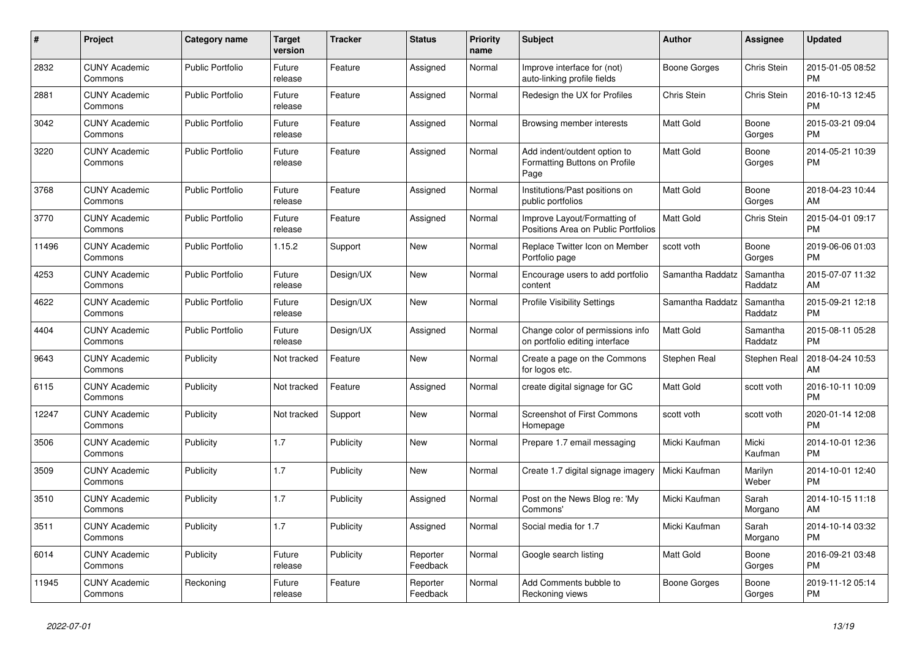| # | Project | Category name | Target version | Tracker | Status | Priority name | Subject | Author | Assignee | Updated |
|---|---|---|---|---|---|---|---|---|---|---|
| 2832 | CUNY Academic Commons | Public Portfolio | Future release | Feature | Assigned | Normal | Improve interface for (not) auto-linking profile fields | Boone Gorges | Chris Stein | 2015-01-05 08:52 PM |
| 2881 | CUNY Academic Commons | Public Portfolio | Future release | Feature | Assigned | Normal | Redesign the UX for Profiles | Chris Stein | Chris Stein | 2016-10-13 12:45 PM |
| 3042 | CUNY Academic Commons | Public Portfolio | Future release | Feature | Assigned | Normal | Browsing member interests | Matt Gold | Boone Gorges | 2015-03-21 09:04 PM |
| 3220 | CUNY Academic Commons | Public Portfolio | Future release | Feature | Assigned | Normal | Add indent/outdent option to Formatting Buttons on Profile Page | Matt Gold | Boone Gorges | 2014-05-21 10:39 PM |
| 3768 | CUNY Academic Commons | Public Portfolio | Future release | Feature | Assigned | Normal | Institutions/Past positions on public portfolios | Matt Gold | Boone Gorges | 2018-04-23 10:44 AM |
| 3770 | CUNY Academic Commons | Public Portfolio | Future release | Feature | Assigned | Normal | Improve Layout/Formatting of Positions Area on Public Portfolios | Matt Gold | Chris Stein | 2015-04-01 09:17 PM |
| 11496 | CUNY Academic Commons | Public Portfolio | 1.15.2 | Support | New | Normal | Replace Twitter Icon on Member Portfolio page | scott voth | Boone Gorges | 2019-06-06 01:03 PM |
| 4253 | CUNY Academic Commons | Public Portfolio | Future release | Design/UX | New | Normal | Encourage users to add portfolio content | Samantha Raddatz | Samantha Raddatz | 2015-07-07 11:32 AM |
| 4622 | CUNY Academic Commons | Public Portfolio | Future release | Design/UX | New | Normal | Profile Visibility Settings | Samantha Raddatz | Samantha Raddatz | 2015-09-21 12:18 PM |
| 4404 | CUNY Academic Commons | Public Portfolio | Future release | Design/UX | Assigned | Normal | Change color of permissions info on portfolio editing interface | Matt Gold | Samantha Raddatz | 2015-08-11 05:28 PM |
| 9643 | CUNY Academic Commons | Publicity | Not tracked | Feature | New | Normal | Create a page on the Commons for logos etc. | Stephen Real | Stephen Real | 2018-04-24 10:53 AM |
| 6115 | CUNY Academic Commons | Publicity | Not tracked | Feature | Assigned | Normal | create digital signage for GC | Matt Gold | scott voth | 2016-10-11 10:09 PM |
| 12247 | CUNY Academic Commons | Publicity | Not tracked | Support | New | Normal | Screenshot of First Commons Homepage | scott voth | scott voth | 2020-01-14 12:08 PM |
| 3506 | CUNY Academic Commons | Publicity | 1.7 | Publicity | New | Normal | Prepare 1.7 email messaging | Micki Kaufman | Micki Kaufman | 2014-10-01 12:36 PM |
| 3509 | CUNY Academic Commons | Publicity | 1.7 | Publicity | New | Normal | Create 1.7 digital signage imagery | Micki Kaufman | Marilyn Weber | 2014-10-01 12:40 PM |
| 3510 | CUNY Academic Commons | Publicity | 1.7 | Publicity | Assigned | Normal | Post on the News Blog re: 'My Commons' | Micki Kaufman | Sarah Morgano | 2014-10-15 11:18 AM |
| 3511 | CUNY Academic Commons | Publicity | 1.7 | Publicity | Assigned | Normal | Social media for 1.7 | Micki Kaufman | Sarah Morgano | 2014-10-14 03:32 PM |
| 6014 | CUNY Academic Commons | Publicity | Future release | Publicity | Reporter Feedback | Normal | Google search listing | Matt Gold | Boone Gorges | 2016-09-21 03:48 PM |
| 11945 | CUNY Academic Commons | Reckoning | Future release | Feature | Reporter Feedback | Normal | Add Comments bubble to Reckoning views | Boone Gorges | Boone Gorges | 2019-11-12 05:14 PM |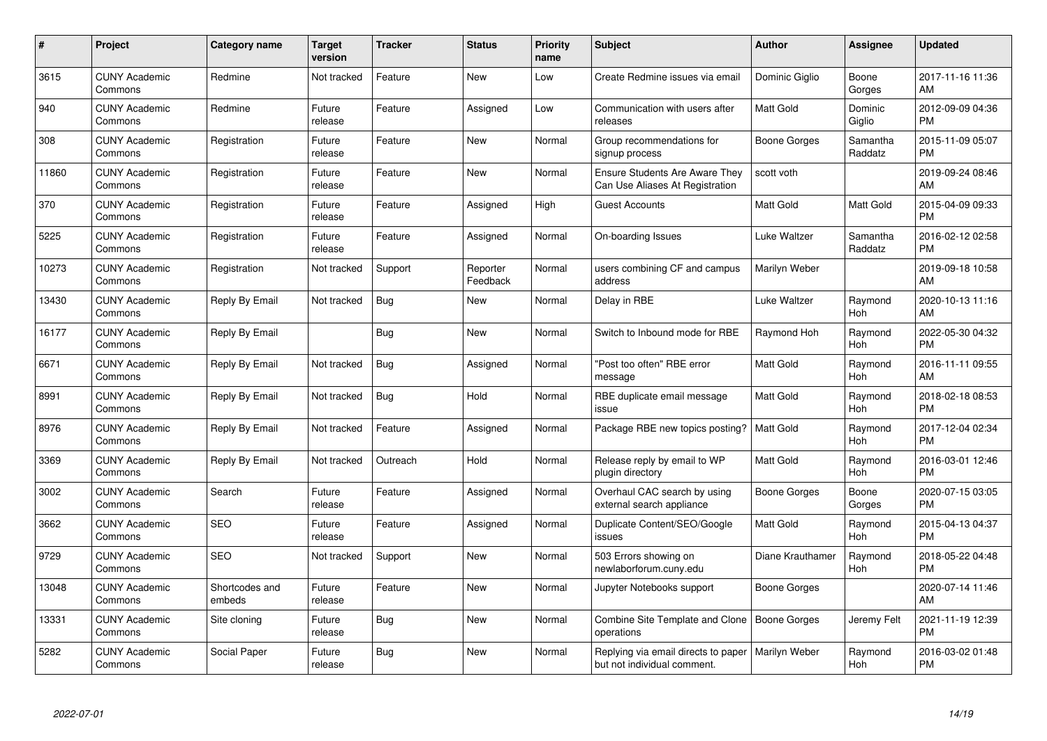| # | Project | Category name | Target version | Tracker | Status | Priority name | Subject | Author | Assignee | Updated |
|---|---|---|---|---|---|---|---|---|---|---|
| 3615 | CUNY Academic Commons | Redmine | Not tracked | Feature | New | Low | Create Redmine issues via email | Dominic Giglio | Boone Gorges | 2017-11-16 11:36 AM |
| 940 | CUNY Academic Commons | Redmine | Future release | Feature | Assigned | Low | Communication with users after releases | Matt Gold | Dominic Giglio | 2012-09-09 04:36 PM |
| 308 | CUNY Academic Commons | Registration | Future release | Feature | New | Normal | Group recommendations for signup process | Boone Gorges | Samantha Raddatz | 2015-11-09 05:07 PM |
| 11860 | CUNY Academic Commons | Registration | Future release | Feature | New | Normal | Ensure Students Are Aware They Can Use Aliases At Registration | scott voth | | 2019-09-24 08:46 AM |
| 370 | CUNY Academic Commons | Registration | Future release | Feature | Assigned | High | Guest Accounts | Matt Gold | Matt Gold | 2015-04-09 09:33 PM |
| 5225 | CUNY Academic Commons | Registration | Future release | Feature | Assigned | Normal | On-boarding Issues | Luke Waltzer | Samantha Raddatz | 2016-02-12 02:58 PM |
| 10273 | CUNY Academic Commons | Registration | Not tracked | Support | Reporter Feedback | Normal | users combining CF and campus address | Marilyn Weber | | 2019-09-18 10:58 AM |
| 13430 | CUNY Academic Commons | Reply By Email | Not tracked | Bug | New | Normal | Delay in RBE | Luke Waltzer | Raymond Hoh | 2020-10-13 11:16 AM |
| 16177 | CUNY Academic Commons | Reply By Email | | Bug | New | Normal | Switch to Inbound mode for RBE | Raymond Hoh | Raymond Hoh | 2022-05-30 04:32 PM |
| 6671 | CUNY Academic Commons | Reply By Email | Not tracked | Bug | Assigned | Normal | "Post too often" RBE error message | Matt Gold | Raymond Hoh | 2016-11-11 09:55 AM |
| 8991 | CUNY Academic Commons | Reply By Email | Not tracked | Bug | Hold | Normal | RBE duplicate email message issue | Matt Gold | Raymond Hoh | 2018-02-18 08:53 PM |
| 8976 | CUNY Academic Commons | Reply By Email | Not tracked | Feature | Assigned | Normal | Package RBE new topics posting? | Matt Gold | Raymond Hoh | 2017-12-04 02:34 PM |
| 3369 | CUNY Academic Commons | Reply By Email | Not tracked | Outreach | Hold | Normal | Release reply by email to WP plugin directory | Matt Gold | Raymond Hoh | 2016-03-01 12:46 PM |
| 3002 | CUNY Academic Commons | Search | Future release | Feature | Assigned | Normal | Overhaul CAC search by using external search appliance | Boone Gorges | Boone Gorges | 2020-07-15 03:05 PM |
| 3662 | CUNY Academic Commons | SEO | Future release | Feature | Assigned | Normal | Duplicate Content/SEO/Google issues | Matt Gold | Raymond Hoh | 2015-04-13 04:37 PM |
| 9729 | CUNY Academic Commons | SEO | Not tracked | Support | New | Normal | 503 Errors showing on newlaborforum.cuny.edu | Diane Krauthamer | Raymond Hoh | 2018-05-22 04:48 PM |
| 13048 | CUNY Academic Commons | Shortcodes and embeds | Future release | Feature | New | Normal | Jupyter Notebooks support | Boone Gorges | | 2020-07-14 11:46 AM |
| 13331 | CUNY Academic Commons | Site cloning | Future release | Bug | New | Normal | Combine Site Template and Clone operations | Boone Gorges | Jeremy Felt | 2021-11-19 12:39 PM |
| 5282 | CUNY Academic Commons | Social Paper | Future release | Bug | New | Normal | Replying via email directs to paper but not individual comment. | Marilyn Weber | Raymond Hoh | 2016-03-02 01:48 PM |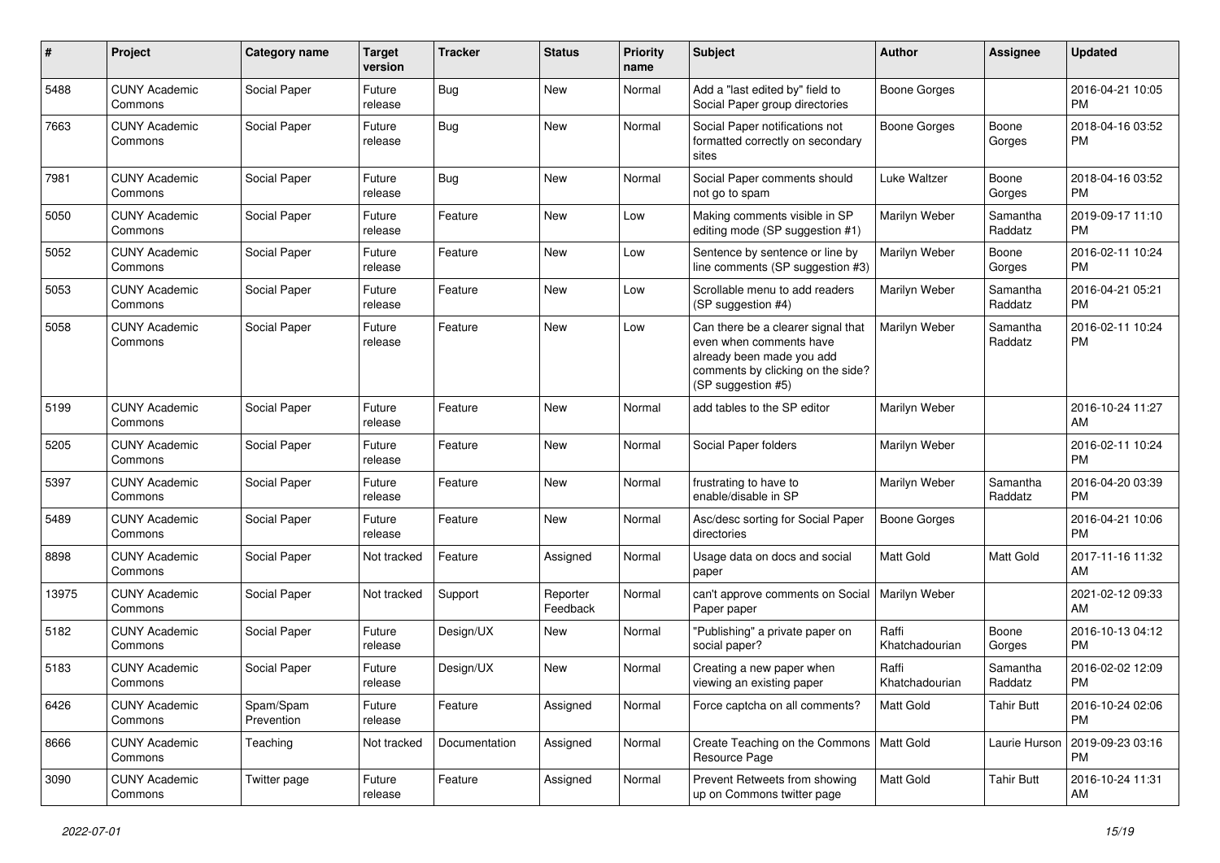| # | Project | Category name | Target version | Tracker | Status | Priority name | Subject | Author | Assignee | Updated |
|---|---|---|---|---|---|---|---|---|---|---|
| 5488 | CUNY Academic Commons | Social Paper | Future release | Bug | New | Normal | Add a "last edited by" field to Social Paper group directories | Boone Gorges | | 2016-04-21 10:05 PM |
| 7663 | CUNY Academic Commons | Social Paper | Future release | Bug | New | Normal | Social Paper notifications not formatted correctly on secondary sites | Boone Gorges | Boone Gorges | 2018-04-16 03:52 PM |
| 7981 | CUNY Academic Commons | Social Paper | Future release | Bug | New | Normal | Social Paper comments should not go to spam | Luke Waltzer | Boone Gorges | 2018-04-16 03:52 PM |
| 5050 | CUNY Academic Commons | Social Paper | Future release | Feature | New | Low | Making comments visible in SP editing mode (SP suggestion #1) | Marilyn Weber | Samantha Raddatz | 2019-09-17 11:10 PM |
| 5052 | CUNY Academic Commons | Social Paper | Future release | Feature | New | Low | Sentence by sentence or line by line comments (SP suggestion #3) | Marilyn Weber | Boone Gorges | 2016-02-11 10:24 PM |
| 5053 | CUNY Academic Commons | Social Paper | Future release | Feature | New | Low | Scrollable menu to add readers (SP suggestion #4) | Marilyn Weber | Samantha Raddatz | 2016-04-21 05:21 PM |
| 5058 | CUNY Academic Commons | Social Paper | Future release | Feature | New | Low | Can there be a clearer signal that even when comments have already been made you add comments by clicking on the side? (SP suggestion #5) | Marilyn Weber | Samantha Raddatz | 2016-02-11 10:24 PM |
| 5199 | CUNY Academic Commons | Social Paper | Future release | Feature | New | Normal | add tables to the SP editor | Marilyn Weber | | 2016-10-24 11:27 AM |
| 5205 | CUNY Academic Commons | Social Paper | Future release | Feature | New | Normal | Social Paper folders | Marilyn Weber | | 2016-02-11 10:24 PM |
| 5397 | CUNY Academic Commons | Social Paper | Future release | Feature | New | Normal | frustrating to have to enable/disable in SP | Marilyn Weber | Samantha Raddatz | 2016-04-20 03:39 PM |
| 5489 | CUNY Academic Commons | Social Paper | Future release | Feature | New | Normal | Asc/desc sorting for Social Paper directories | Boone Gorges | | 2016-04-21 10:06 PM |
| 8898 | CUNY Academic Commons | Social Paper | Not tracked | Feature | Assigned | Normal | Usage data on docs and social paper | Matt Gold | Matt Gold | 2017-11-16 11:32 AM |
| 13975 | CUNY Academic Commons | Social Paper | Not tracked | Support | Reporter Feedback | Normal | can't approve comments on Social Paper paper | Marilyn Weber | | 2021-02-12 09:33 AM |
| 5182 | CUNY Academic Commons | Social Paper | Future release | Design/UX | New | Normal | "Publishing" a private paper on social paper? | Raffi Khatchadourian | Boone Gorges | 2016-10-13 04:12 PM |
| 5183 | CUNY Academic Commons | Social Paper | Future release | Design/UX | New | Normal | Creating a new paper when viewing an existing paper | Raffi Khatchadourian | Samantha Raddatz | 2016-02-02 12:09 PM |
| 6426 | CUNY Academic Commons | Spam/Spam Prevention | Future release | Feature | Assigned | Normal | Force captcha on all comments? | Matt Gold | Tahir Butt | 2016-10-24 02:06 PM |
| 8666 | CUNY Academic Commons | Teaching | Not tracked | Documentation | Assigned | Normal | Create Teaching on the Commons Resource Page | Matt Gold | Laurie Hurson | 2019-09-23 03:16 PM |
| 3090 | CUNY Academic Commons | Twitter page | Future release | Feature | Assigned | Normal | Prevent Retweets from showing up on Commons twitter page | Matt Gold | Tahir Butt | 2016-10-24 11:31 AM |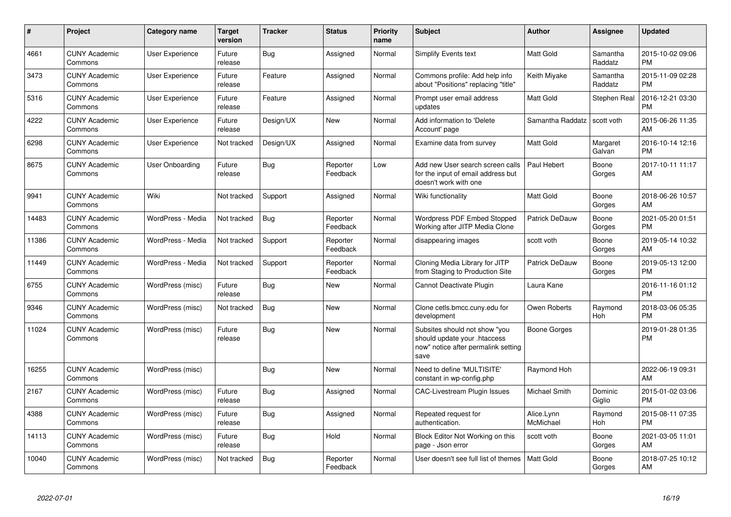| # | Project | Category name | Target version | Tracker | Status | Priority name | Subject | Author | Assignee | Updated |
|---|---|---|---|---|---|---|---|---|---|---|
| 4661 | CUNY Academic Commons | User Experience | Future release | Bug | Assigned | Normal | Simplify Events text | Matt Gold | Samantha Raddatz | 2015-10-02 09:06 PM |
| 3473 | CUNY Academic Commons | User Experience | Future release | Feature | Assigned | Normal | Commons profile: Add help info about "Positions" replacing "title" | Keith Miyake | Samantha Raddatz | 2015-11-09 02:28 PM |
| 5316 | CUNY Academic Commons | User Experience | Future release | Feature | Assigned | Normal | Prompt user email address updates | Matt Gold | Stephen Real | 2016-12-21 03:30 PM |
| 4222 | CUNY Academic Commons | User Experience | Future release | Design/UX | New | Normal | Add information to 'Delete Account' page | Samantha Raddatz | scott voth | 2015-06-26 11:35 AM |
| 6298 | CUNY Academic Commons | User Experience | Not tracked | Design/UX | Assigned | Normal | Examine data from survey | Matt Gold | Margaret Galvan | 2016-10-14 12:16 PM |
| 8675 | CUNY Academic Commons | User Onboarding | Future release | Bug | Reporter Feedback | Low | Add new User search screen calls for the input of email address but doesn't work with one | Paul Hebert | Boone Gorges | 2017-10-11 11:17 AM |
| 9941 | CUNY Academic Commons | Wiki | Not tracked | Support | Assigned | Normal | Wiki functionality | Matt Gold | Boone Gorges | 2018-06-26 10:57 AM |
| 14483 | CUNY Academic Commons | WordPress - Media | Not tracked | Bug | Reporter Feedback | Normal | Wordpress PDF Embed Stopped Working after JITP Media Clone | Patrick DeDauw | Boone Gorges | 2021-05-20 01:51 PM |
| 11386 | CUNY Academic Commons | WordPress - Media | Not tracked | Support | Reporter Feedback | Normal | disappearing images | scott voth | Boone Gorges | 2019-05-14 10:32 AM |
| 11449 | CUNY Academic Commons | WordPress - Media | Not tracked | Support | Reporter Feedback | Normal | Cloning Media Library for JITP from Staging to Production Site | Patrick DeDauw | Boone Gorges | 2019-05-13 12:00 PM |
| 6755 | CUNY Academic Commons | WordPress (misc) | Future release | Bug | New | Normal | Cannot Deactivate Plugin | Laura Kane | | 2016-11-16 01:12 PM |
| 9346 | CUNY Academic Commons | WordPress (misc) | Not tracked | Bug | New | Normal | Clone cetls.bmcc.cuny.edu for development | Owen Roberts | Raymond Hoh | 2018-03-06 05:35 PM |
| 11024 | CUNY Academic Commons | WordPress (misc) | Future release | Bug | New | Normal | Subsites should not show "you should update your .htaccess now" notice after permalink setting save | Boone Gorges | | 2019-01-28 01:35 PM |
| 16255 | CUNY Academic Commons | WordPress (misc) | | Bug | New | Normal | Need to define 'MULTISITE' constant in wp-config.php | Raymond Hoh | | 2022-06-19 09:31 AM |
| 2167 | CUNY Academic Commons | WordPress (misc) | Future release | Bug | Assigned | Normal | CAC-Livestream Plugin Issues | Michael Smith | Dominic Giglio | 2015-01-02 03:06 PM |
| 4388 | CUNY Academic Commons | WordPress (misc) | Future release | Bug | Assigned | Normal | Repeated request for authentication. | Alice.Lynn McMichael | Raymond Hoh | 2015-08-11 07:35 PM |
| 14113 | CUNY Academic Commons | WordPress (misc) | Future release | Bug | Hold | Normal | Block Editor Not Working on this page - Json error | scott voth | Boone Gorges | 2021-03-05 11:01 AM |
| 10040 | CUNY Academic Commons | WordPress (misc) | Not tracked | Bug | Reporter Feedback | Normal | User doesn't see full list of themes | Matt Gold | Boone Gorges | 2018-07-25 10:12 AM |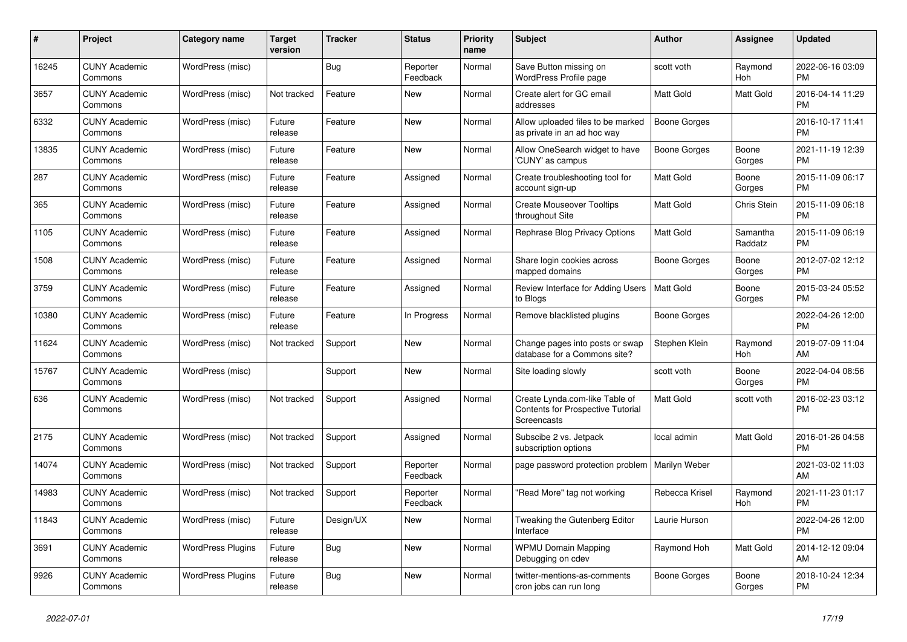| # | Project | Category name | Target version | Tracker | Status | Priority name | Subject | Author | Assignee | Updated |
|---|---|---|---|---|---|---|---|---|---|---|
| 16245 | CUNY Academic Commons | WordPress (misc) | | Bug | Reporter Feedback | Normal | Save Button missing on WordPress Profile page | scott voth | Raymond Hoh | 2022-06-16 03:09 PM |
| 3657 | CUNY Academic Commons | WordPress (misc) | Not tracked | Feature | New | Normal | Create alert for GC email addresses | Matt Gold | Matt Gold | 2016-04-14 11:29 PM |
| 6332 | CUNY Academic Commons | WordPress (misc) | Future release | Feature | New | Normal | Allow uploaded files to be marked as private in an ad hoc way | Boone Gorges | | 2016-10-17 11:41 PM |
| 13835 | CUNY Academic Commons | WordPress (misc) | Future release | Feature | New | Normal | Allow OneSearch widget to have 'CUNY' as campus | Boone Gorges | Boone Gorges | 2021-11-19 12:39 PM |
| 287 | CUNY Academic Commons | WordPress (misc) | Future release | Feature | Assigned | Normal | Create troubleshooting tool for account sign-up | Matt Gold | Boone Gorges | 2015-11-09 06:17 PM |
| 365 | CUNY Academic Commons | WordPress (misc) | Future release | Feature | Assigned | Normal | Create Mouseover Tooltips throughout Site | Matt Gold | Chris Stein | 2015-11-09 06:18 PM |
| 1105 | CUNY Academic Commons | WordPress (misc) | Future release | Feature | Assigned | Normal | Rephrase Blog Privacy Options | Matt Gold | Samantha Raddatz | 2015-11-09 06:19 PM |
| 1508 | CUNY Academic Commons | WordPress (misc) | Future release | Feature | Assigned | Normal | Share login cookies across mapped domains | Boone Gorges | Boone Gorges | 2012-07-02 12:12 PM |
| 3759 | CUNY Academic Commons | WordPress (misc) | Future release | Feature | Assigned | Normal | Review Interface for Adding Users to Blogs | Matt Gold | Boone Gorges | 2015-03-24 05:52 PM |
| 10380 | CUNY Academic Commons | WordPress (misc) | Future release | Feature | In Progress | Normal | Remove blacklisted plugins | Boone Gorges | | 2022-04-26 12:00 PM |
| 11624 | CUNY Academic Commons | WordPress (misc) | Not tracked | Support | New | Normal | Change pages into posts or swap database for a Commons site? | Stephen Klein | Raymond Hoh | 2019-07-09 11:04 AM |
| 15767 | CUNY Academic Commons | WordPress (misc) | | Support | New | Normal | Site loading slowly | scott voth | Boone Gorges | 2022-04-04 08:56 PM |
| 636 | CUNY Academic Commons | WordPress (misc) | Not tracked | Support | Assigned | Normal | Create Lynda.com-like Table of Contents for Prospective Tutorial Screencasts | Matt Gold | scott voth | 2016-02-23 03:12 PM |
| 2175 | CUNY Academic Commons | WordPress (misc) | Not tracked | Support | Assigned | Normal | Subscibe 2 vs. Jetpack subscription options | local admin | Matt Gold | 2016-01-26 04:58 PM |
| 14074 | CUNY Academic Commons | WordPress (misc) | Not tracked | Support | Reporter Feedback | Normal | page password protection problem | Marilyn Weber | | 2021-03-02 11:03 AM |
| 14983 | CUNY Academic Commons | WordPress (misc) | Not tracked | Support | Reporter Feedback | Normal | "Read More" tag not working | Rebecca Krisel | Raymond Hoh | 2021-11-23 01:17 PM |
| 11843 | CUNY Academic Commons | WordPress (misc) | Future release | Design/UX | New | Normal | Tweaking the Gutenberg Editor Interface | Laurie Hurson | | 2022-04-26 12:00 PM |
| 3691 | CUNY Academic Commons | WordPress Plugins | Future release | Bug | New | Normal | WPMU Domain Mapping Debugging on cdev | Raymond Hoh | Matt Gold | 2014-12-12 09:04 AM |
| 9926 | CUNY Academic Commons | WordPress Plugins | Future release | Bug | New | Normal | twitter-mentions-as-comments cron jobs can run long | Boone Gorges | Boone Gorges | 2018-10-24 12:34 PM |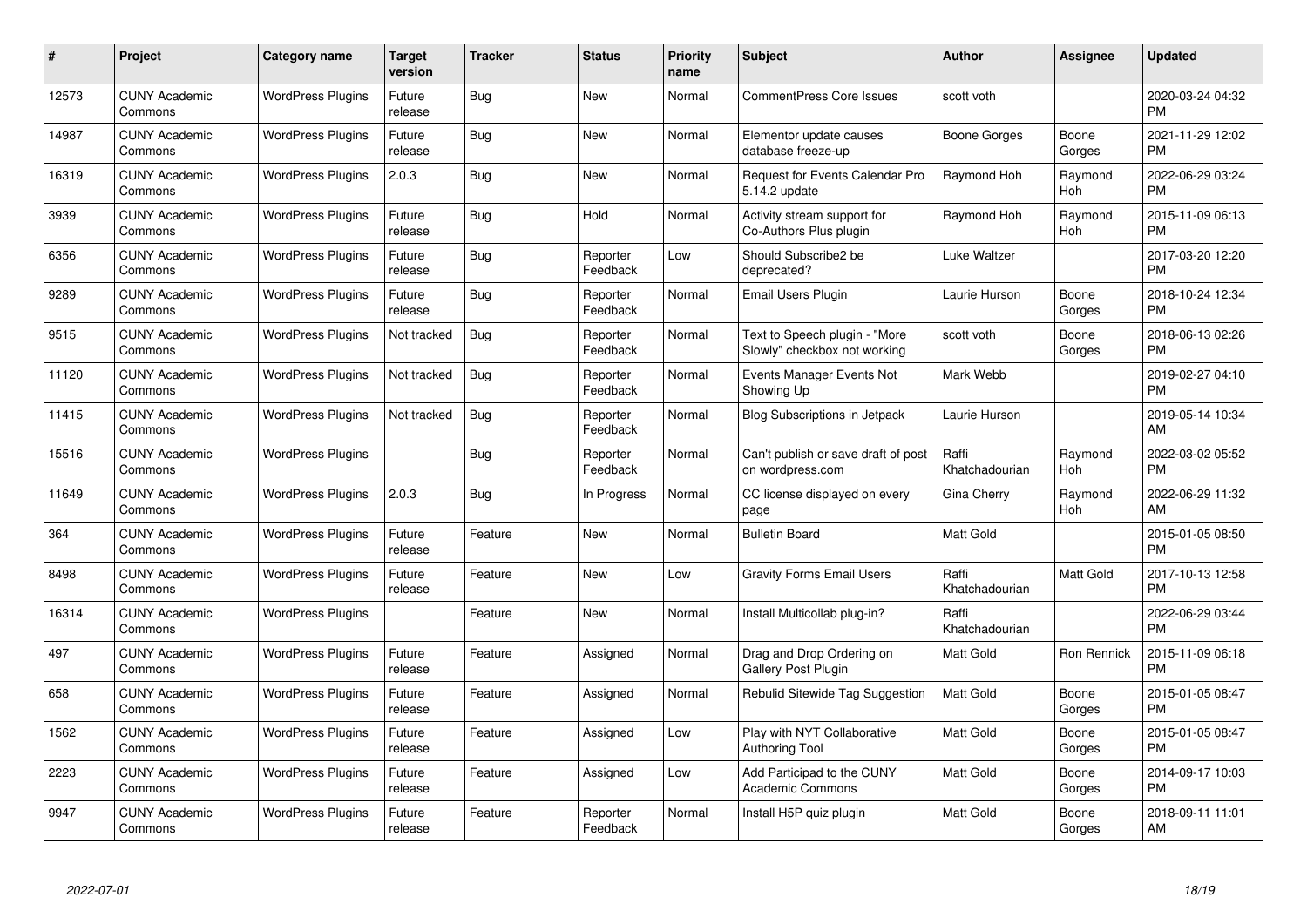| # | Project | Category name | Target version | Tracker | Status | Priority name | Subject | Author | Assignee | Updated |
|---|---|---|---|---|---|---|---|---|---|---|
| 12573 | CUNY Academic Commons | WordPress Plugins | Future release | Bug | New | Normal | CommentPress Core Issues | scott voth | | 2020-03-24 04:32 PM |
| 14987 | CUNY Academic Commons | WordPress Plugins | Future release | Bug | New | Normal | Elementor update causes database freeze-up | Boone Gorges | Boone Gorges | 2021-11-29 12:02 PM |
| 16319 | CUNY Academic Commons | WordPress Plugins | 2.0.3 | Bug | New | Normal | Request for Events Calendar Pro 5.14.2 update | Raymond Hoh | Raymond Hoh | 2022-06-29 03:24 PM |
| 3939 | CUNY Academic Commons | WordPress Plugins | Future release | Bug | Hold | Normal | Activity stream support for Co-Authors Plus plugin | Raymond Hoh | Raymond Hoh | 2015-11-09 06:13 PM |
| 6356 | CUNY Academic Commons | WordPress Plugins | Future release | Bug | Reporter Feedback | Low | Should Subscribe2 be deprecated? | Luke Waltzer | | 2017-03-20 12:20 PM |
| 9289 | CUNY Academic Commons | WordPress Plugins | Future release | Bug | Reporter Feedback | Normal | Email Users Plugin | Laurie Hurson | Boone Gorges | 2018-10-24 12:34 PM |
| 9515 | CUNY Academic Commons | WordPress Plugins | Not tracked | Bug | Reporter Feedback | Normal | Text to Speech plugin - "More Slowly" checkbox not working | scott voth | Boone Gorges | 2018-06-13 02:26 PM |
| 11120 | CUNY Academic Commons | WordPress Plugins | Not tracked | Bug | Reporter Feedback | Normal | Events Manager Events Not Showing Up | Mark Webb | | 2019-02-27 04:10 PM |
| 11415 | CUNY Academic Commons | WordPress Plugins | Not tracked | Bug | Reporter Feedback | Normal | Blog Subscriptions in Jetpack | Laurie Hurson | | 2019-05-14 10:34 AM |
| 15516 | CUNY Academic Commons | WordPress Plugins | | Bug | Reporter Feedback | Normal | Can't publish or save draft of post on wordpress.com | Raffi Khatchadourian | Raymond Hoh | 2022-03-02 05:52 PM |
| 11649 | CUNY Academic Commons | WordPress Plugins | 2.0.3 | Bug | In Progress | Normal | CC license displayed on every page | Gina Cherry | Raymond Hoh | 2022-06-29 11:32 AM |
| 364 | CUNY Academic Commons | WordPress Plugins | Future release | Feature | New | Normal | Bulletin Board | Matt Gold | | 2015-01-05 08:50 PM |
| 8498 | CUNY Academic Commons | WordPress Plugins | Future release | Feature | New | Low | Gravity Forms Email Users | Raffi Khatchadourian | Matt Gold | 2017-10-13 12:58 PM |
| 16314 | CUNY Academic Commons | WordPress Plugins | | Feature | New | Normal | Install Multicollab plug-in? | Raffi Khatchadourian | | 2022-06-29 03:44 PM |
| 497 | CUNY Academic Commons | WordPress Plugins | Future release | Feature | Assigned | Normal | Drag and Drop Ordering on Gallery Post Plugin | Matt Gold | Ron Rennick | 2015-11-09 06:18 PM |
| 658 | CUNY Academic Commons | WordPress Plugins | Future release | Feature | Assigned | Normal | Rebulid Sitewide Tag Suggestion | Matt Gold | Boone Gorges | 2015-01-05 08:47 PM |
| 1562 | CUNY Academic Commons | WordPress Plugins | Future release | Feature | Assigned | Low | Play with NYT Collaborative Authoring Tool | Matt Gold | Boone Gorges | 2015-01-05 08:47 PM |
| 2223 | CUNY Academic Commons | WordPress Plugins | Future release | Feature | Assigned | Low | Add Participad to the CUNY Academic Commons | Matt Gold | Boone Gorges | 2014-09-17 10:03 PM |
| 9947 | CUNY Academic Commons | WordPress Plugins | Future release | Feature | Reporter Feedback | Normal | Install H5P quiz plugin | Matt Gold | Boone Gorges | 2018-09-11 11:01 AM |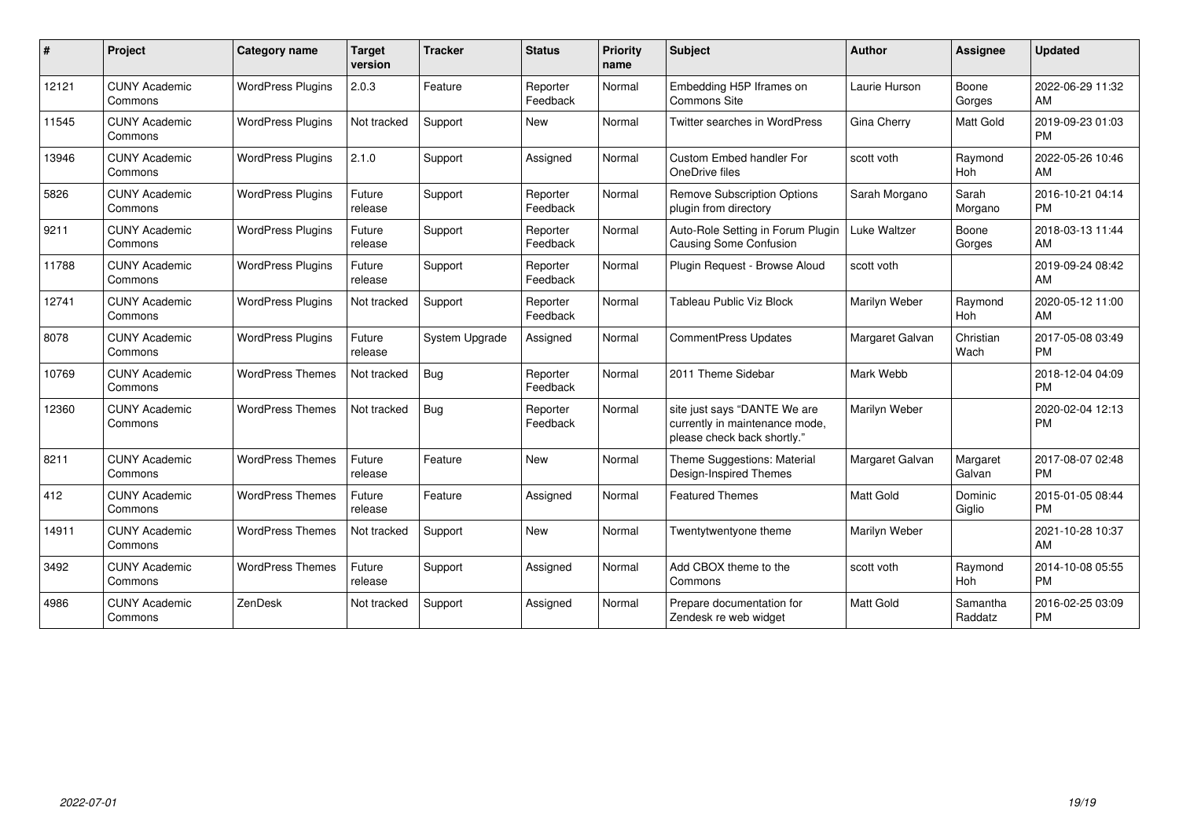| # | Project | Category name | Target version | Tracker | Status | Priority name | Subject | Author | Assignee | Updated |
|---|---|---|---|---|---|---|---|---|---|---|
| 12121 | CUNY Academic Commons | WordPress Plugins | 2.0.3 | Feature | Reporter Feedback | Normal | Embedding H5P Iframes on Commons Site | Laurie Hurson | Boone Gorges | 2022-06-29 11:32 AM |
| 11545 | CUNY Academic Commons | WordPress Plugins | Not tracked | Support | New | Normal | Twitter searches in WordPress | Gina Cherry | Matt Gold | 2019-09-23 01:03 PM |
| 13946 | CUNY Academic Commons | WordPress Plugins | 2.1.0 | Support | Assigned | Normal | Custom Embed handler For OneDrive files | scott voth | Raymond Hoh | 2022-05-26 10:46 AM |
| 5826 | CUNY Academic Commons | WordPress Plugins | Future release | Support | Reporter Feedback | Normal | Remove Subscription Options plugin from directory | Sarah Morgano | Sarah Morgano | 2016-10-21 04:14 PM |
| 9211 | CUNY Academic Commons | WordPress Plugins | Future release | Support | Reporter Feedback | Normal | Auto-Role Setting in Forum Plugin Causing Some Confusion | Luke Waltzer | Boone Gorges | 2018-03-13 11:44 AM |
| 11788 | CUNY Academic Commons | WordPress Plugins | Future release | Support | Reporter Feedback | Normal | Plugin Request - Browse Aloud | scott voth | | 2019-09-24 08:42 AM |
| 12741 | CUNY Academic Commons | WordPress Plugins | Not tracked | Support | Reporter Feedback | Normal | Tableau Public Viz Block | Marilyn Weber | Raymond Hoh | 2020-05-12 11:00 AM |
| 8078 | CUNY Academic Commons | WordPress Plugins | Future release | System Upgrade | Assigned | Normal | CommentPress Updates | Margaret Galvan | Christian Wach | 2017-05-08 03:49 PM |
| 10769 | CUNY Academic Commons | WordPress Themes | Not tracked | Bug | Reporter Feedback | Normal | 2011 Theme Sidebar | Mark Webb | | 2018-12-04 04:09 PM |
| 12360 | CUNY Academic Commons | WordPress Themes | Not tracked | Bug | Reporter Feedback | Normal | site just says "DANTE We are currently in maintenance mode, please check back shortly." | Marilyn Weber | | 2020-02-04 12:13 PM |
| 8211 | CUNY Academic Commons | WordPress Themes | Future release | Feature | New | Normal | Theme Suggestions: Material Design-Inspired Themes | Margaret Galvan | Margaret Galvan | 2017-08-07 02:48 PM |
| 412 | CUNY Academic Commons | WordPress Themes | Future release | Feature | Assigned | Normal | Featured Themes | Matt Gold | Dominic Giglio | 2015-01-05 08:44 PM |
| 14911 | CUNY Academic Commons | WordPress Themes | Not tracked | Support | New | Normal | Twentytwentyone theme | Marilyn Weber | | 2021-10-28 10:37 AM |
| 3492 | CUNY Academic Commons | WordPress Themes | Future release | Support | Assigned | Normal | Add CBOX theme to the Commons | scott voth | Raymond Hoh | 2014-10-08 05:55 PM |
| 4986 | CUNY Academic Commons | ZenDesk | Not tracked | Support | Assigned | Normal | Prepare documentation for Zendesk re web widget | Matt Gold | Samantha Raddatz | 2016-02-25 03:09 PM |